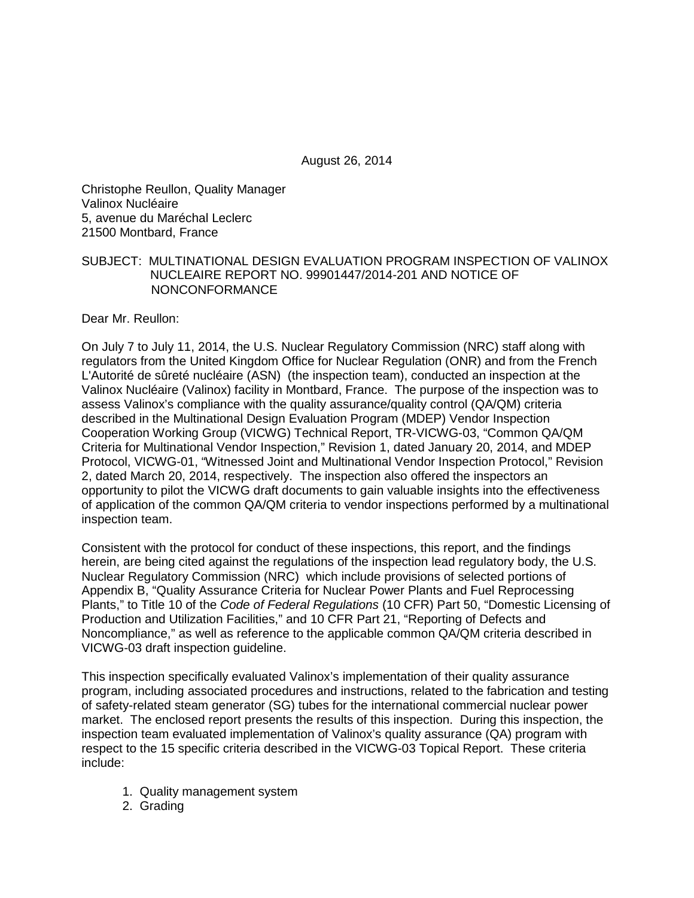August 26, 2014

Christophe Reullon, Quality Manager
Valinox Nucléaire
5, avenue du Maréchal Leclerc
21500 Montbard, France

SUBJECT: MULTINATIONAL DESIGN EVALUATION PROGRAM INSPECTION OF VALINOX NUCLEAIRE REPORT NO. 99901447/2014-201 AND NOTICE OF NONCONFORMANCE

Dear Mr. Reullon:

On July 7 to July 11, 2014, the U.S. Nuclear Regulatory Commission (NRC) staff along with regulators from the United Kingdom Office for Nuclear Regulation (ONR) and from the French L'Autorité de sûreté nucléaire (ASN) (the inspection team), conducted an inspection at the Valinox Nucléaire (Valinox) facility in Montbard, France. The purpose of the inspection was to assess Valinox's compliance with the quality assurance/quality control (QA/QM) criteria described in the Multinational Design Evaluation Program (MDEP) Vendor Inspection Cooperation Working Group (VICWG) Technical Report, TR-VICWG-03, "Common QA/QM Criteria for Multinational Vendor Inspection," Revision 1, dated January 20, 2014, and MDEP Protocol, VICWG-01, "Witnessed Joint and Multinational Vendor Inspection Protocol," Revision 2, dated March 20, 2014, respectively. The inspection also offered the inspectors an opportunity to pilot the VICWG draft documents to gain valuable insights into the effectiveness of application of the common QA/QM criteria to vendor inspections performed by a multinational inspection team.

Consistent with the protocol for conduct of these inspections, this report, and the findings herein, are being cited against the regulations of the inspection lead regulatory body, the U.S. Nuclear Regulatory Commission (NRC) which include provisions of selected portions of Appendix B, "Quality Assurance Criteria for Nuclear Power Plants and Fuel Reprocessing Plants," to Title 10 of the *Code of Federal Regulations* (10 CFR) Part 50, "Domestic Licensing of Production and Utilization Facilities," and 10 CFR Part 21, "Reporting of Defects and Noncompliance," as well as reference to the applicable common QA/QM criteria described in VICWG-03 draft inspection guideline.

This inspection specifically evaluated Valinox's implementation of their quality assurance program, including associated procedures and instructions, related to the fabrication and testing of safety-related steam generator (SG) tubes for the international commercial nuclear power market. The enclosed report presents the results of this inspection. During this inspection, the inspection team evaluated implementation of Valinox's quality assurance (QA) program with respect to the 15 specific criteria described in the VICWG-03 Topical Report. These criteria include:

1. Quality management system
2. Grading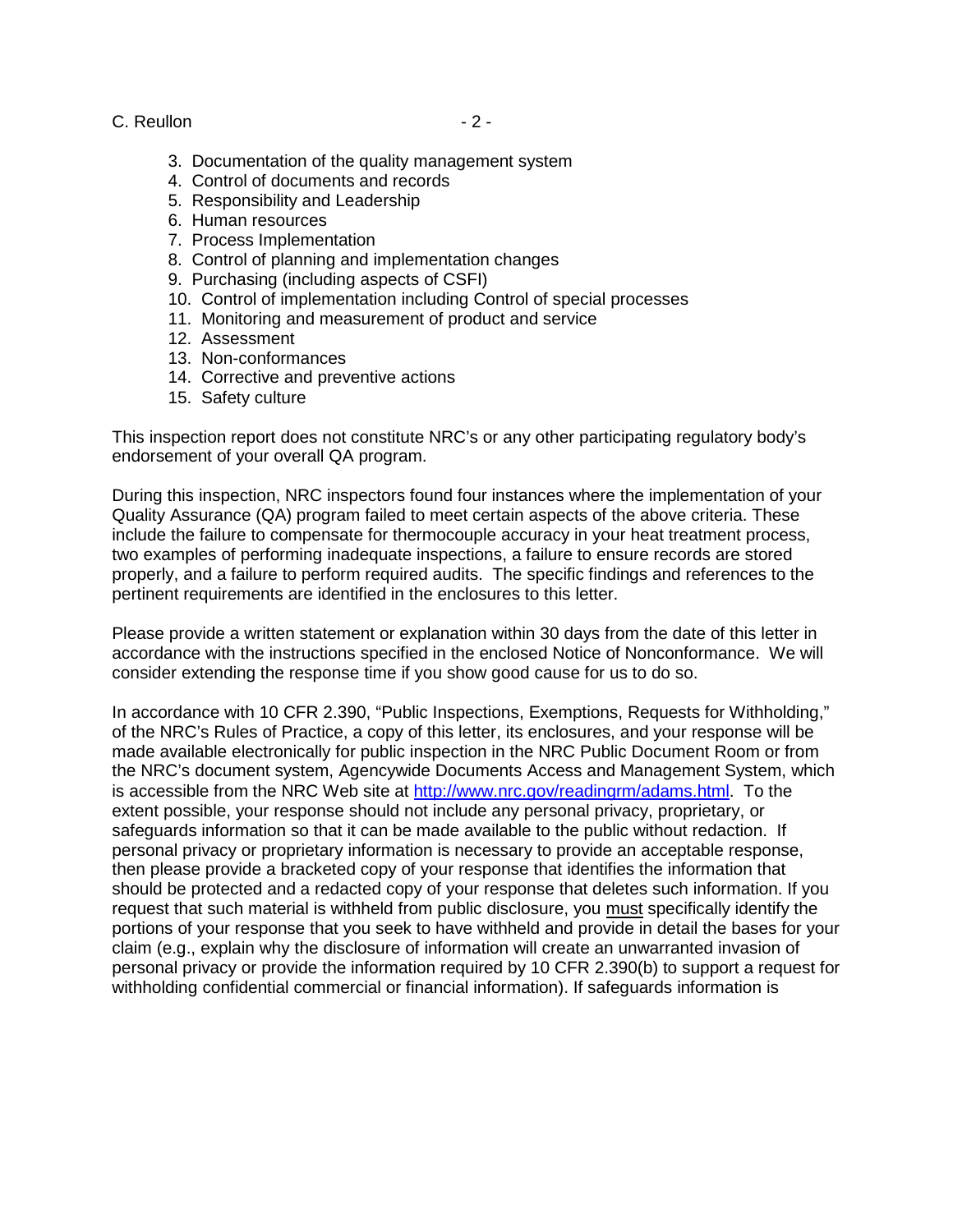3. Documentation of the quality management system
4. Control of documents and records
5. Responsibility and Leadership
6. Human resources
7. Process Implementation
8. Control of planning and implementation changes
9. Purchasing (including aspects of CSFI)
10. Control of implementation including Control of special processes
11. Monitoring and measurement of product and service
12. Assessment
13. Non-conformances
14. Corrective and preventive actions
15. Safety culture

This inspection report does not constitute NRC's or any other participating regulatory body's endorsement of your overall QA program.

During this inspection, NRC inspectors found four instances where the implementation of your Quality Assurance (QA) program failed to meet certain aspects of the above criteria. These include the failure to compensate for thermocouple accuracy in your heat treatment process, two examples of performing inadequate inspections, a failure to ensure records are stored properly, and a failure to perform required audits. The specific findings and references to the pertinent requirements are identified in the enclosures to this letter.

Please provide a written statement or explanation within 30 days from the date of this letter in accordance with the instructions specified in the enclosed Notice of Nonconformance. We will consider extending the response time if you show good cause for us to do so.

In accordance with 10 CFR 2.390, "Public Inspections, Exemptions, Requests for Withholding," of the NRC's Rules of Practice, a copy of this letter, its enclosures, and your response will be made available electronically for public inspection in the NRC Public Document Room or from the NRC's document system, Agencywide Documents Access and Management System, which is accessible from the NRC Web site at http://www.nrc.gov/readingrm/adams.html. To the extent possible, your response should not include any personal privacy, proprietary, or safeguards information so that it can be made available to the public without redaction. If personal privacy or proprietary information is necessary to provide an acceptable response, then please provide a bracketed copy of your response that identifies the information that should be protected and a redacted copy of your response that deletes such information. If you request that such material is withheld from public disclosure, you <u>must</u> specifically identify the portions of your response that you seek to have withheld and provide in detail the bases for your claim (e.g., explain why the disclosure of information will create an unwarranted invasion of personal privacy or provide the information required by 10 CFR 2.390(b) to support a request for withholding confidential commercial or financial information). If safeguards information is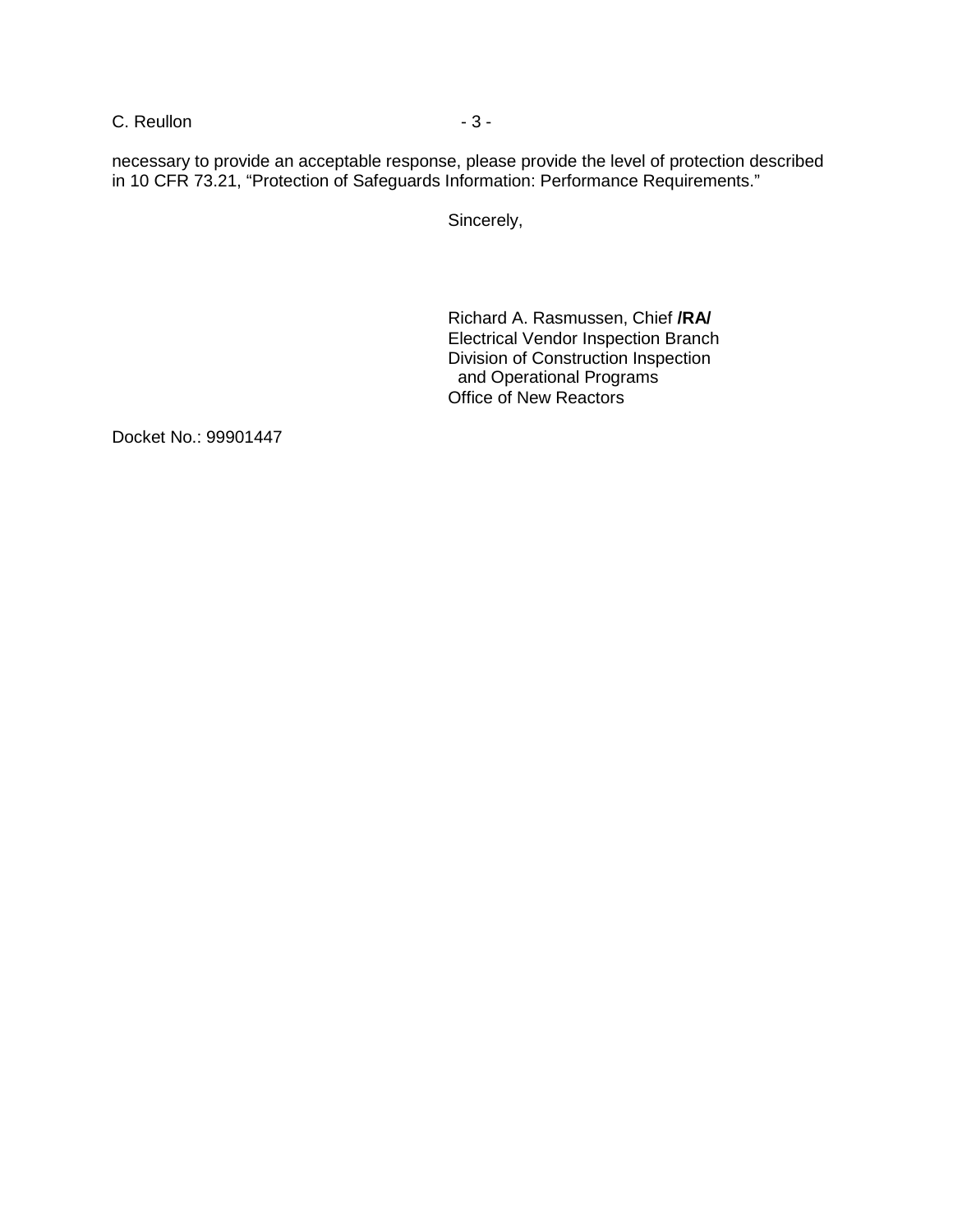necessary to provide an acceptable response, please provide the level of protection described in 10 CFR 73.21, "Protection of Safeguards Information: Performance Requirements."

Sincerely,

Richard A. Rasmussen, Chief **/RA/**
Electrical Vendor Inspection Branch
Division of Construction Inspection
and Operational Programs
Office of New Reactors

Docket No.: 99901447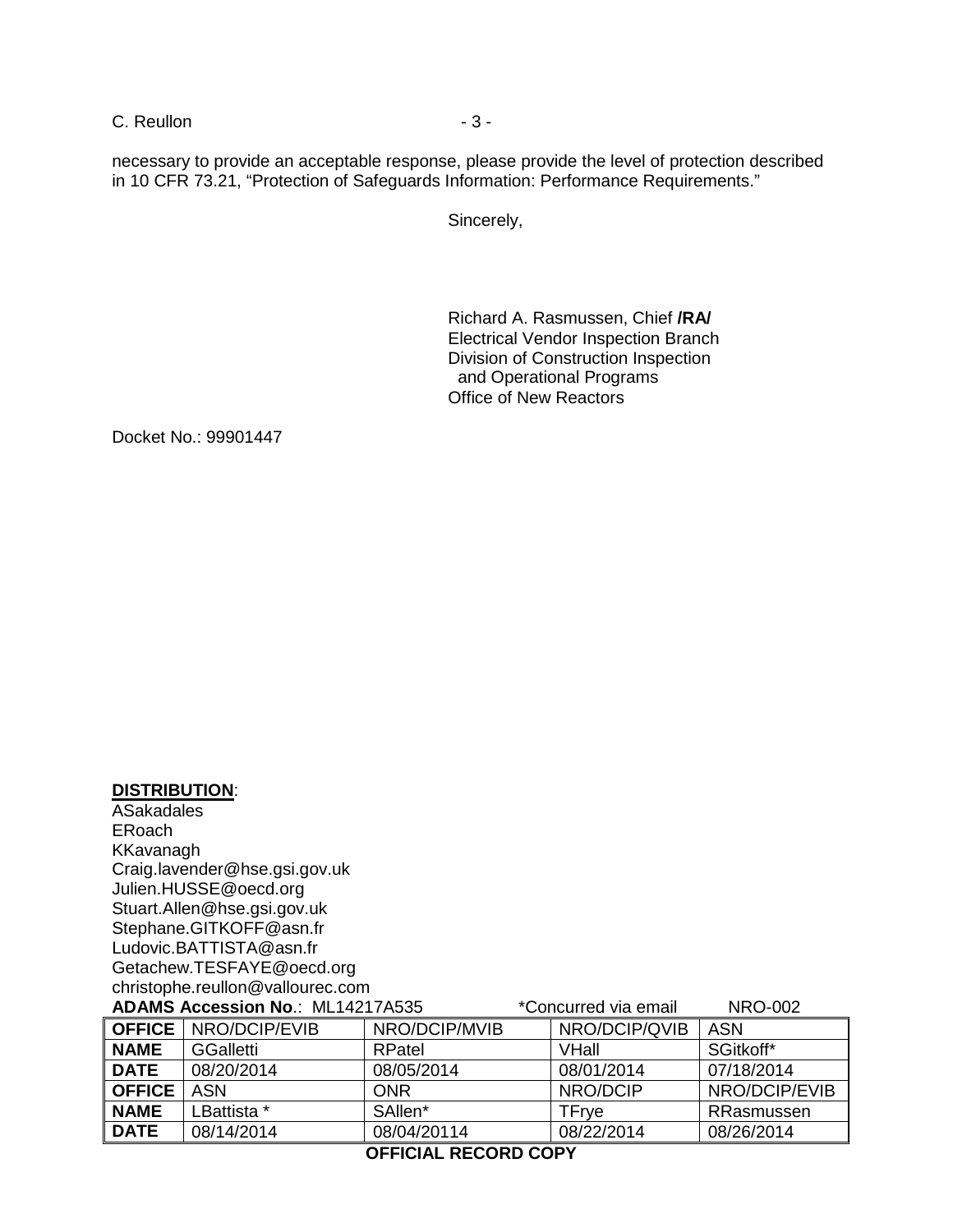necessary to provide an acceptable response, please provide the level of protection described in 10 CFR 73.21, “Protection of Safeguards Information: Performance Requirements.”

Sincerely,

Richard A. Rasmussen, Chief **/RA/**
Electrical Vendor Inspection Branch
Division of Construction Inspection
and Operational Programs
Office of New Reactors

Docket No.: 99901447

**DISTRIBUTION**:
ASakadales
ERoach
KKavanagh
Craig.lavender@hse.gsi.gov.uk
Julien.HUSSE@oecd.org
Stuart.Allen@hse.gsi.gov.uk
Stephane.GITKOFF@asn.fr
Ludovic.BATTISTA@asn.fr
Getachew.TESFAYE@oecd.org
christophe.reullon@vallourec.com

**ADAMS Accession No**.: ML14217A535 *Concurred via email NRO-002

| | | | | |
|---|---|---|---|---|
| **OFFICE** | NRO/DCIP/EVIB | NRO/DCIP/MVIB | NRO/DCIP/QVIB | ASN |
| **NAME** | GGalletti | RPatel | VHall | SGitkoff* |
| **DATE** | 08/20/2014 | 08/05/2014 | 08/01/2014 | 07/18/2014 |
| **OFFICE** | ASN | ONR | NRO/DCIP | NRO/DCIP/EVIB |
| **NAME** | LBattista * | SAllen* | TFrye | RRasmussen |
| **DATE** | 08/14/2014 | 08/04/20114 | 08/22/2014 | 08/26/2014 |

**OFFICIAL RECORD COPY**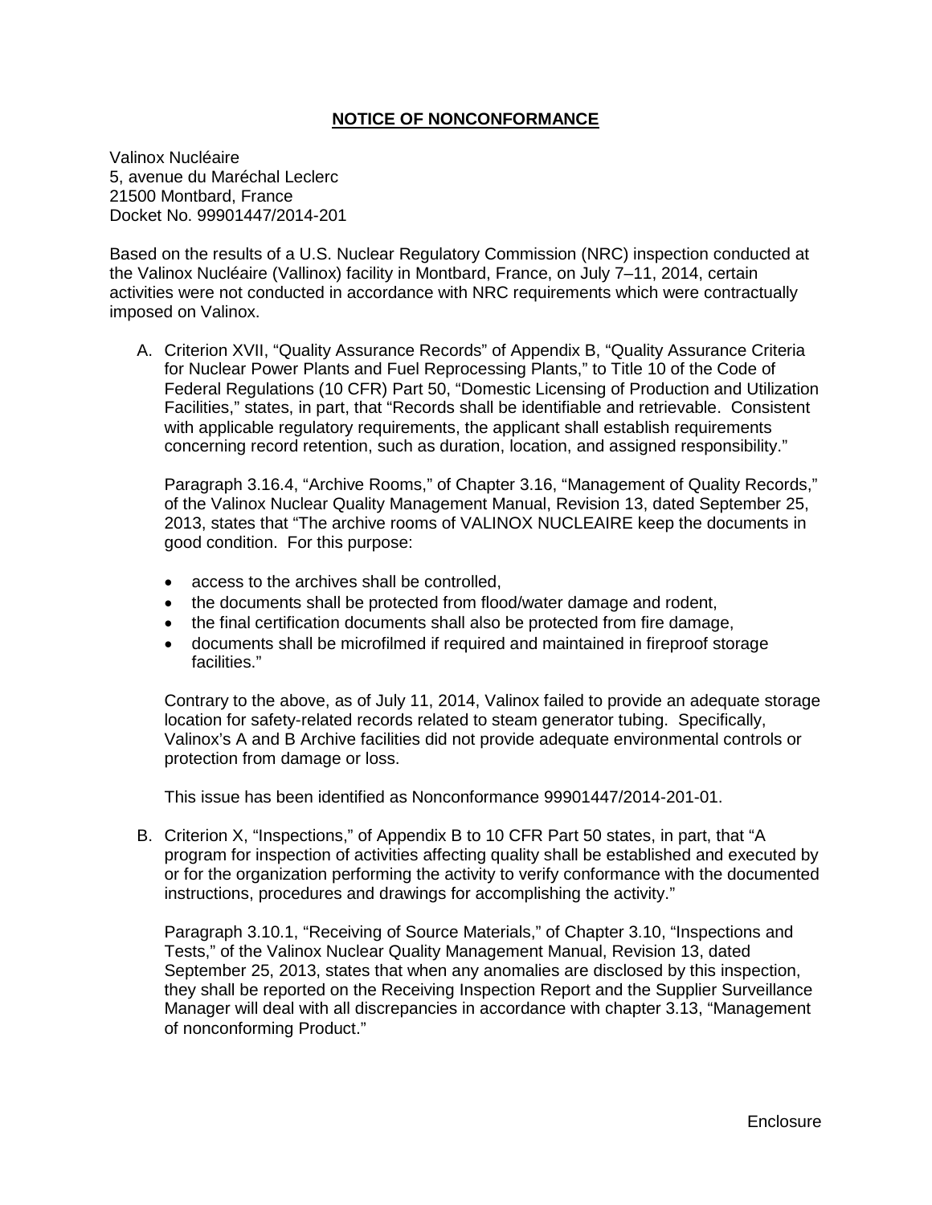## NOTICE OF NONCONFORMANCE

Valinox Nucléaire
5, avenue du Maréchal Leclerc
21500 Montbard, France
Docket No. 99901447/2014-201

Based on the results of a U.S. Nuclear Regulatory Commission (NRC) inspection conducted at the Valinox Nucléaire (Vallinox) facility in Montbard, France, on July 7–11, 2014, certain activities were not conducted in accordance with NRC requirements which were contractually imposed on Valinox.

A. Criterion XVII, "Quality Assurance Records" of Appendix B, "Quality Assurance Criteria for Nuclear Power Plants and Fuel Reprocessing Plants," to Title 10 of the Code of Federal Regulations (10 CFR) Part 50, "Domestic Licensing of Production and Utilization Facilities," states, in part, that "Records shall be identifiable and retrievable. Consistent with applicable regulatory requirements, the applicant shall establish requirements concerning record retention, such as duration, location, and assigned responsibility."

   Paragraph 3.16.4, "Archive Rooms," of Chapter 3.16, "Management of Quality Records," of the Valinox Nuclear Quality Management Manual, Revision 13, dated September 25, 2013, states that "The archive rooms of VALINOX NUCLEAIRE keep the documents in good condition. For this purpose:

   - access to the archives shall be controlled,
   - the documents shall be protected from flood/water damage and rodent,
   - the final certification documents shall also be protected from fire damage,
   - documents shall be microfilmed if required and maintained in fireproof storage facilities."

   Contrary to the above, as of July 11, 2014, Valinox failed to provide an adequate storage location for safety-related records related to steam generator tubing. Specifically, Valinox's A and B Archive facilities did not provide adequate environmental controls or protection from damage or loss.

   This issue has been identified as Nonconformance 99901447/2014-201-01.

B. Criterion X, "Inspections," of Appendix B to 10 CFR Part 50 states, in part, that "A program for inspection of activities affecting quality shall be established and executed by or for the organization performing the activity to verify conformance with the documented instructions, procedures and drawings for accomplishing the activity."

   Paragraph 3.10.1, "Receiving of Source Materials," of Chapter 3.10, "Inspections and Tests," of the Valinox Nuclear Quality Management Manual, Revision 13, dated September 25, 2013, states that when any anomalies are disclosed by this inspection, they shall be reported on the Receiving Inspection Report and the Supplier Surveillance Manager will deal with all discrepancies in accordance with chapter 3.13, "Management of nonconforming Product."

Enclosure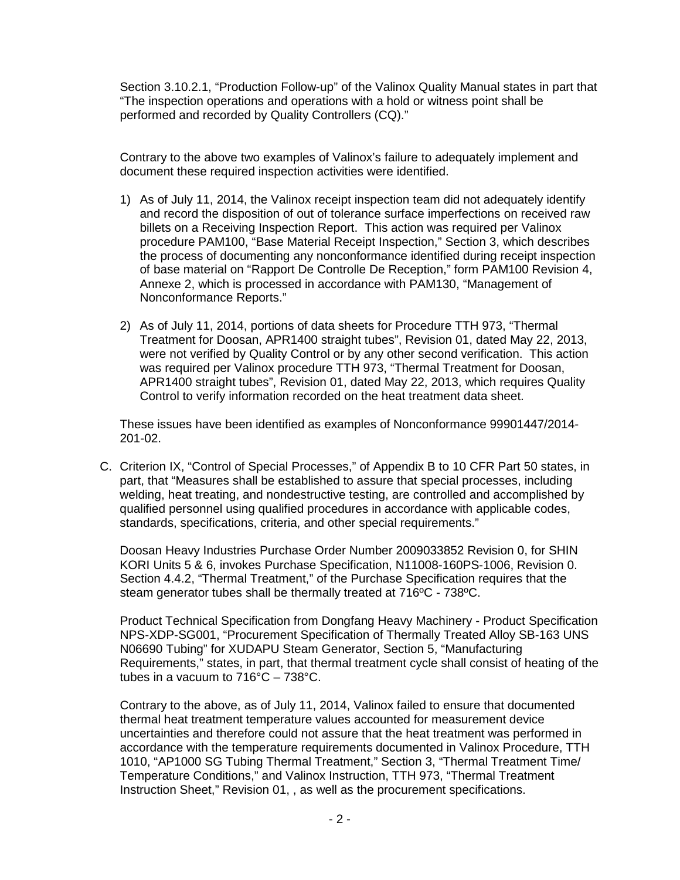Section 3.10.2.1, "Production Follow-up" of the Valinox Quality Manual states in part that "The inspection operations and operations with a hold or witness point shall be performed and recorded by Quality Controllers (CQ)."

Contrary to the above two examples of Valinox's failure to adequately implement and document these required inspection activities were identified.

1) As of July 11, 2014, the Valinox receipt inspection team did not adequately identify and record the disposition of out of tolerance surface imperfections on received raw billets on a Receiving Inspection Report. This action was required per Valinox procedure PAM100, "Base Material Receipt Inspection," Section 3, which describes the process of documenting any nonconformance identified during receipt inspection of base material on "Rapport De Controlle De Reception," form PAM100 Revision 4, Annexe 2, which is processed in accordance with PAM130, "Management of Nonconformance Reports."

2) As of July 11, 2014, portions of data sheets for Procedure TTH 973, "Thermal Treatment for Doosan, APR1400 straight tubes", Revision 01, dated May 22, 2013, were not verified by Quality Control or by any other second verification. This action was required per Valinox procedure TTH 973, "Thermal Treatment for Doosan, APR1400 straight tubes", Revision 01, dated May 22, 2013, which requires Quality Control to verify information recorded on the heat treatment data sheet.

These issues have been identified as examples of Nonconformance 99901447/2014-201-02.

C. Criterion IX, "Control of Special Processes," of Appendix B to 10 CFR Part 50 states, in part, that "Measures shall be established to assure that special processes, including welding, heat treating, and nondestructive testing, are controlled and accomplished by qualified personnel using qualified procedures in accordance with applicable codes, standards, specifications, criteria, and other special requirements."

Doosan Heavy Industries Purchase Order Number 2009033852 Revision 0, for SHIN KORI Units 5 & 6, invokes Purchase Specification, N11008-160PS-1006, Revision 0. Section 4.4.2, "Thermal Treatment," of the Purchase Specification requires that the steam generator tubes shall be thermally treated at 716ºC - 738ºC.

Product Technical Specification from Dongfang Heavy Machinery - Product Specification NPS-XDP-SG001, "Procurement Specification of Thermally Treated Alloy SB-163 UNS N06690 Tubing" for XUDAPU Steam Generator, Section 5, "Manufacturing Requirements," states, in part, that thermal treatment cycle shall consist of heating of the tubes in a vacuum to 716°C – 738°C.

Contrary to the above, as of July 11, 2014, Valinox failed to ensure that documented thermal heat treatment temperature values accounted for measurement device uncertainties and therefore could not assure that the heat treatment was performed in accordance with the temperature requirements documented in Valinox Procedure, TTH 1010, "AP1000 SG Tubing Thermal Treatment," Section 3, "Thermal Treatment Time/ Temperature Conditions," and Valinox Instruction, TTH 973, "Thermal Treatment Instruction Sheet," Revision 01, , as well as the procurement specifications.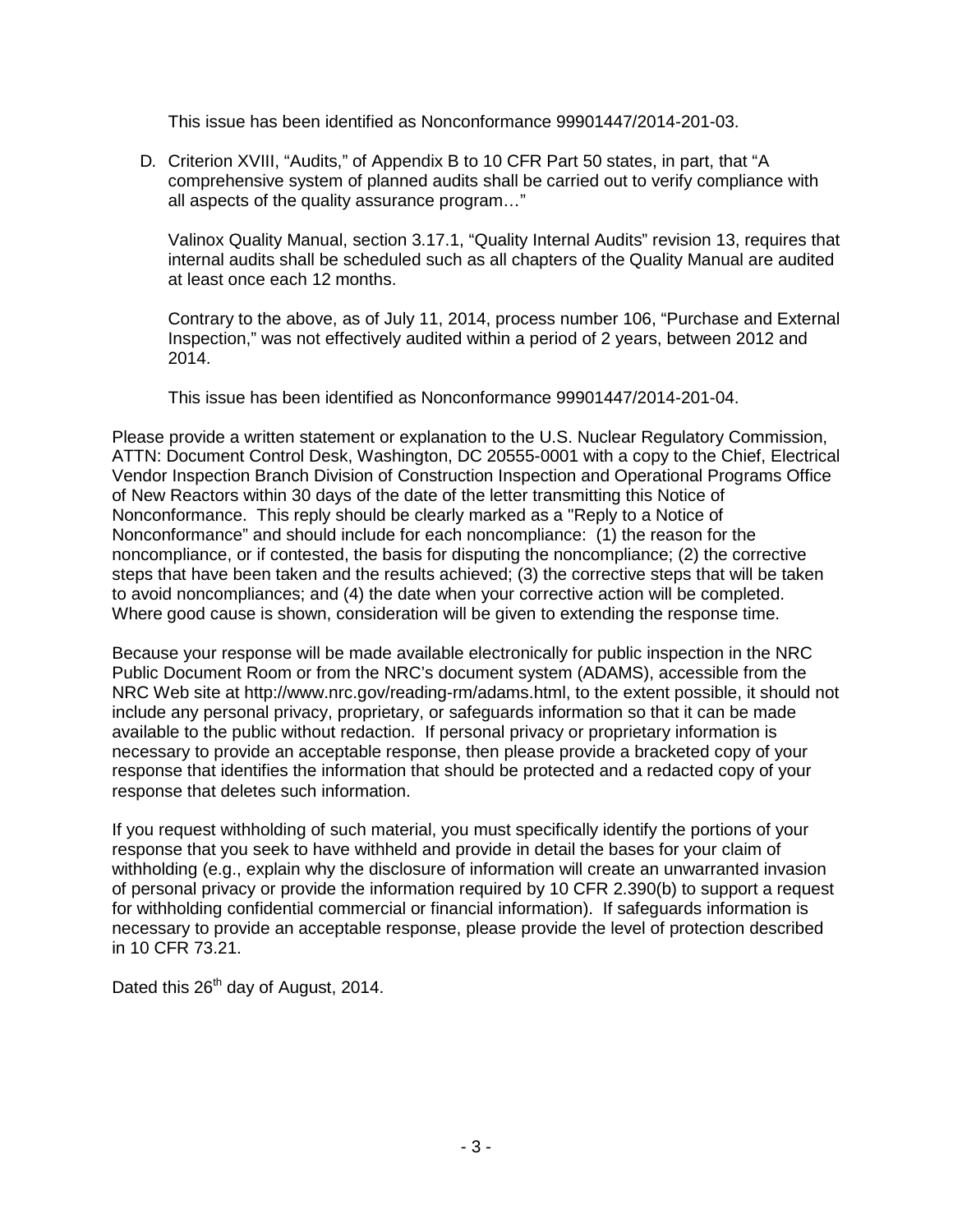This issue has been identified as Nonconformance 99901447/2014-201-03.

D. Criterion XVIII, "Audits," of Appendix B to 10 CFR Part 50 states, in part, that "A comprehensive system of planned audits shall be carried out to verify compliance with all aspects of the quality assurance program…"

   Valinox Quality Manual, section 3.17.1, "Quality Internal Audits" revision 13, requires that internal audits shall be scheduled such as all chapters of the Quality Manual are audited at least once each 12 months.

   Contrary to the above, as of July 11, 2014, process number 106, "Purchase and External Inspection," was not effectively audited within a period of 2 years, between 2012 and 2014.

   This issue has been identified as Nonconformance 99901447/2014-201-04.

Please provide a written statement or explanation to the U.S. Nuclear Regulatory Commission, ATTN: Document Control Desk, Washington, DC 20555-0001 with a copy to the Chief, Electrical Vendor Inspection Branch Division of Construction Inspection and Operational Programs Office of New Reactors within 30 days of the date of the letter transmitting this Notice of Nonconformance. This reply should be clearly marked as a "Reply to a Notice of Nonconformance" and should include for each noncompliance: (1) the reason for the noncompliance, or if contested, the basis for disputing the noncompliance; (2) the corrective steps that have been taken and the results achieved; (3) the corrective steps that will be taken to avoid noncompliances; and (4) the date when your corrective action will be completed. Where good cause is shown, consideration will be given to extending the response time.

Because your response will be made available electronically for public inspection in the NRC Public Document Room or from the NRC's document system (ADAMS), accessible from the NRC Web site at http://www.nrc.gov/reading-rm/adams.html, to the extent possible, it should not include any personal privacy, proprietary, or safeguards information so that it can be made available to the public without redaction. If personal privacy or proprietary information is necessary to provide an acceptable response, then please provide a bracketed copy of your response that identifies the information that should be protected and a redacted copy of your response that deletes such information.

If you request withholding of such material, you must specifically identify the portions of your response that you seek to have withheld and provide in detail the bases for your claim of withholding (e.g., explain why the disclosure of information will create an unwarranted invasion of personal privacy or provide the information required by 10 CFR 2.390(b) to support a request for withholding confidential commercial or financial information). If safeguards information is necessary to provide an acceptable response, please provide the level of protection described in 10 CFR 73.21.

Dated this 26th day of August, 2014.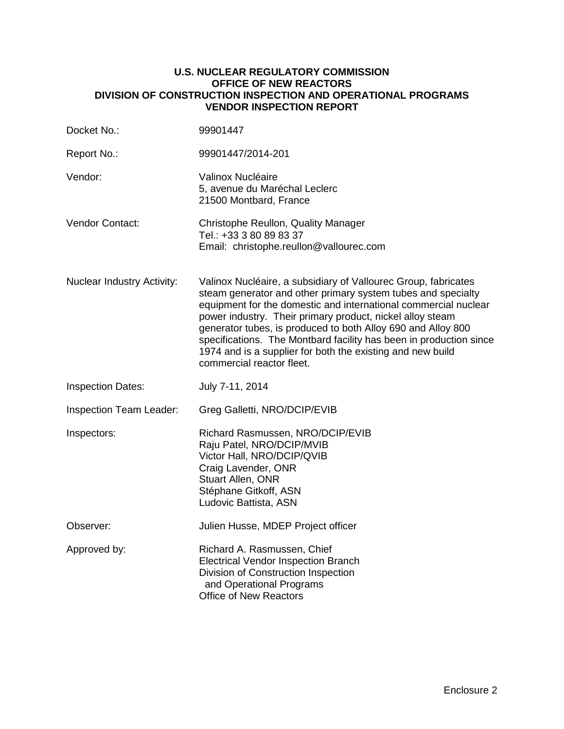**U.S. NUCLEAR REGULATORY COMMISSION**
**OFFICE OF NEW REACTORS**
**DIVISION OF CONSTRUCTION INSPECTION AND OPERATIONAL PROGRAMS**
**VENDOR INSPECTION REPORT**

| | |
|---|---|
| Docket No.: | 99901447 |
| Report No.: | 99901447/2014-201 |
| Vendor: | Valinox Nucléaire<br>5, avenue du Maréchal Leclerc<br>21500 Montbard, France |
| Vendor Contact: | Christophe Reullon, Quality Manager<br>Tel.: +33 3 80 89 83 37<br>Email: christophe.reullon@vallourec.com |
| Nuclear Industry Activity: | Valinox Nucléaire, a subsidiary of Vallourec Group, fabricates steam generator and other primary system tubes and specialty equipment for the domestic and international commercial nuclear power industry. Their primary product, nickel alloy steam generator tubes, is produced to both Alloy 690 and Alloy 800 specifications. The Montbard facility has been in production since 1974 and is a supplier for both the existing and new build commercial reactor fleet. |
| Inspection Dates: | July 7-11, 2014 |
| Inspection Team Leader: | Greg Galletti, NRO/DCIP/EVIB |
| Inspectors: | Richard Rasmussen, NRO/DCIP/EVIB<br>Raju Patel, NRO/DCIP/MVIB<br>Victor Hall, NRO/DCIP/QVIB<br>Craig Lavender, ONR<br>Stuart Allen, ONR<br>Stéphane Gitkoff, ASN<br>Ludovic Battista, ASN |
| Observer: | Julien Husse, MDEP Project officer |
| Approved by: | Richard A. Rasmussen, Chief<br>Electrical Vendor Inspection Branch<br>Division of Construction Inspection and Operational Programs<br>Office of New Reactors |

Enclosure 2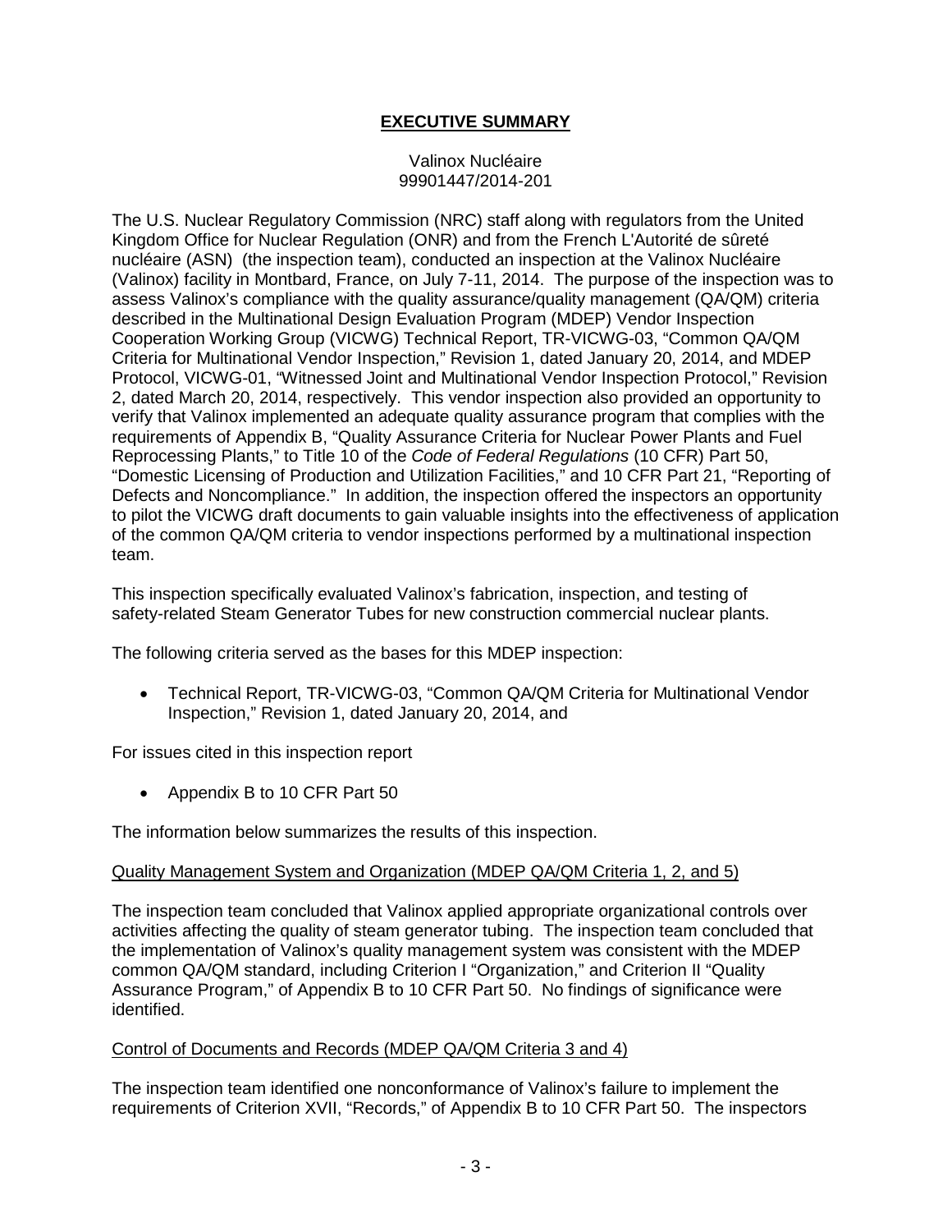## EXECUTIVE SUMMARY

Valinox Nucléaire
99901447/2014-201

The U.S. Nuclear Regulatory Commission (NRC) staff along with regulators from the United Kingdom Office for Nuclear Regulation (ONR) and from the French L'Autorité de sûreté nucléaire (ASN) (the inspection team), conducted an inspection at the Valinox Nucléaire (Valinox) facility in Montbard, France, on July 7-11, 2014. The purpose of the inspection was to assess Valinox's compliance with the quality assurance/quality management (QA/QM) criteria described in the Multinational Design Evaluation Program (MDEP) Vendor Inspection Cooperation Working Group (VICWG) Technical Report, TR-VICWG-03, "Common QA/QM Criteria for Multinational Vendor Inspection," Revision 1, dated January 20, 2014, and MDEP Protocol, VICWG-01, "Witnessed Joint and Multinational Vendor Inspection Protocol," Revision 2, dated March 20, 2014, respectively. This vendor inspection also provided an opportunity to verify that Valinox implemented an adequate quality assurance program that complies with the requirements of Appendix B, "Quality Assurance Criteria for Nuclear Power Plants and Fuel Reprocessing Plants," to Title 10 of the *Code of Federal Regulations* (10 CFR) Part 50, "Domestic Licensing of Production and Utilization Facilities," and 10 CFR Part 21, "Reporting of Defects and Noncompliance." In addition, the inspection offered the inspectors an opportunity to pilot the VICWG draft documents to gain valuable insights into the effectiveness of application of the common QA/QM criteria to vendor inspections performed by a multinational inspection team.

This inspection specifically evaluated Valinox's fabrication, inspection, and testing of safety-related Steam Generator Tubes for new construction commercial nuclear plants.

The following criteria served as the bases for this MDEP inspection:

- Technical Report, TR-VICWG-03, "Common QA/QM Criteria for Multinational Vendor Inspection," Revision 1, dated January 20, 2014, and

For issues cited in this inspection report

- Appendix B to 10 CFR Part 50

The information below summarizes the results of this inspection.

Quality Management System and Organization (MDEP QA/QM Criteria 1, 2, and 5)

The inspection team concluded that Valinox applied appropriate organizational controls over activities affecting the quality of steam generator tubing. The inspection team concluded that the implementation of Valinox's quality management system was consistent with the MDEP common QA/QM standard, including Criterion I "Organization," and Criterion II "Quality Assurance Program," of Appendix B to 10 CFR Part 50. No findings of significance were identified.

Control of Documents and Records (MDEP QA/QM Criteria 3 and 4)

The inspection team identified one nonconformance of Valinox's failure to implement the requirements of Criterion XVII, "Records," of Appendix B to 10 CFR Part 50. The inspectors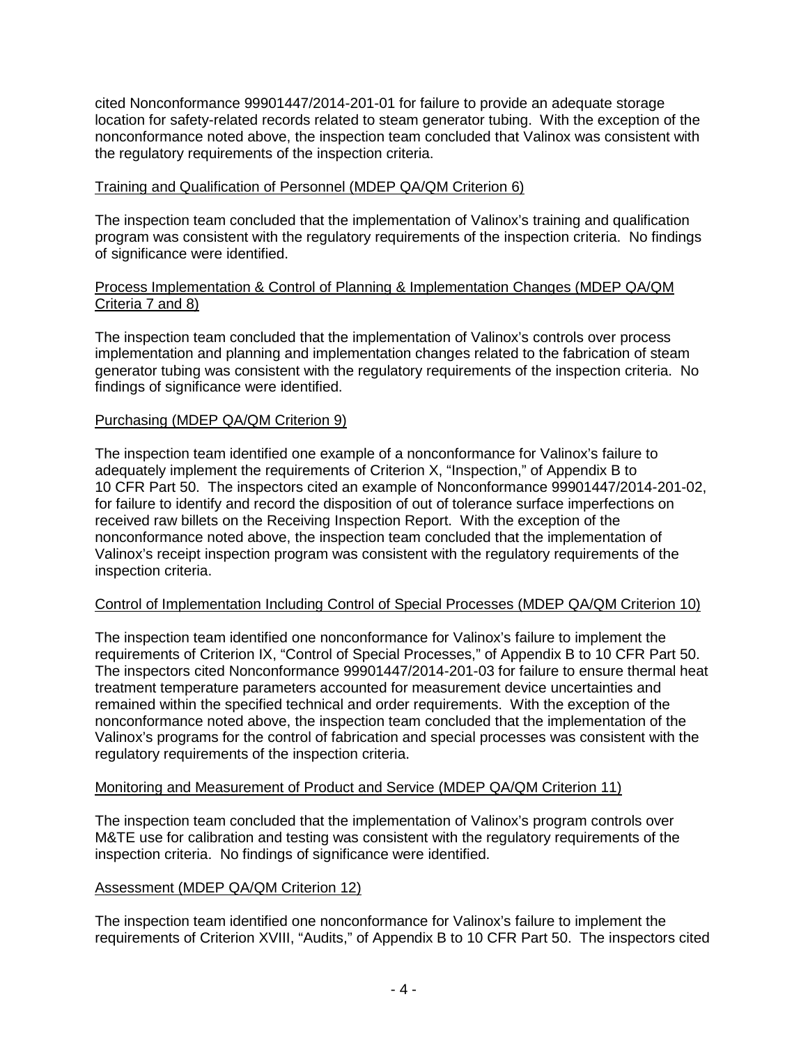cited Nonconformance 99901447/2014-201-01 for failure to provide an adequate storage location for safety-related records related to steam generator tubing. With the exception of the nonconformance noted above, the inspection team concluded that Valinox was consistent with the regulatory requirements of the inspection criteria.

Training and Qualification of Personnel (MDEP QA/QM Criterion 6)

The inspection team concluded that the implementation of Valinox's training and qualification program was consistent with the regulatory requirements of the inspection criteria. No findings of significance were identified.

Process Implementation & Control of Planning & Implementation Changes (MDEP QA/QM Criteria 7 and 8)

The inspection team concluded that the implementation of Valinox's controls over process implementation and planning and implementation changes related to the fabrication of steam generator tubing was consistent with the regulatory requirements of the inspection criteria. No findings of significance were identified.

Purchasing (MDEP QA/QM Criterion 9)

The inspection team identified one example of a nonconformance for Valinox's failure to adequately implement the requirements of Criterion X, "Inspection," of Appendix B to 10 CFR Part 50. The inspectors cited an example of Nonconformance 99901447/2014-201-02, for failure to identify and record the disposition of out of tolerance surface imperfections on received raw billets on the Receiving Inspection Report. With the exception of the nonconformance noted above, the inspection team concluded that the implementation of Valinox's receipt inspection program was consistent with the regulatory requirements of the inspection criteria.

Control of Implementation Including Control of Special Processes (MDEP QA/QM Criterion 10)

The inspection team identified one nonconformance for Valinox's failure to implement the requirements of Criterion IX, "Control of Special Processes," of Appendix B to 10 CFR Part 50. The inspectors cited Nonconformance 99901447/2014-201-03 for failure to ensure thermal heat treatment temperature parameters accounted for measurement device uncertainties and remained within the specified technical and order requirements. With the exception of the nonconformance noted above, the inspection team concluded that the implementation of the Valinox's programs for the control of fabrication and special processes was consistent with the regulatory requirements of the inspection criteria.

Monitoring and Measurement of Product and Service (MDEP QA/QM Criterion 11)

The inspection team concluded that the implementation of Valinox's program controls over M&TE use for calibration and testing was consistent with the regulatory requirements of the inspection criteria. No findings of significance were identified.

Assessment (MDEP QA/QM Criterion 12)

The inspection team identified one nonconformance for Valinox's failure to implement the requirements of Criterion XVIII, "Audits," of Appendix B to 10 CFR Part 50. The inspectors cited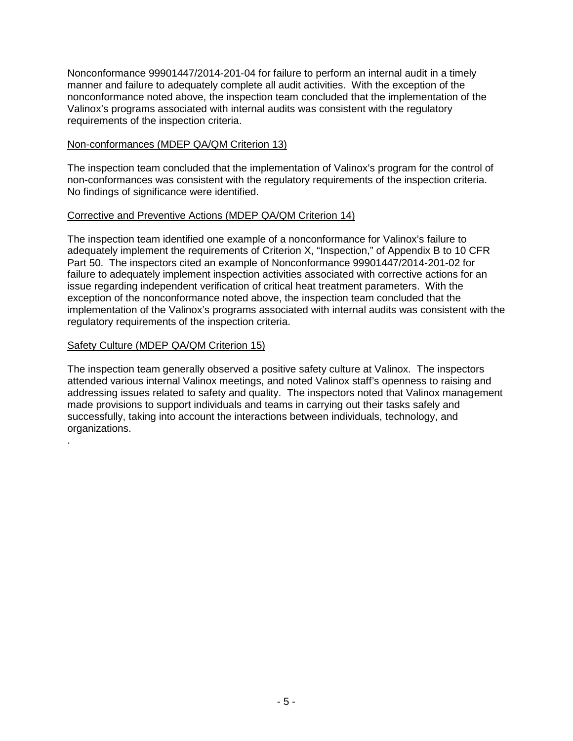Nonconformance 99901447/2014-201-04 for failure to perform an internal audit in a timely manner and failure to adequately complete all audit activities. With the exception of the nonconformance noted above, the inspection team concluded that the implementation of the Valinox's programs associated with internal audits was consistent with the regulatory requirements of the inspection criteria.

Non-conformances (MDEP QA/QM Criterion 13)

The inspection team concluded that the implementation of Valinox's program for the control of non-conformances was consistent with the regulatory requirements of the inspection criteria. No findings of significance were identified.

Corrective and Preventive Actions (MDEP QA/QM Criterion 14)

The inspection team identified one example of a nonconformance for Valinox's failure to adequately implement the requirements of Criterion X, "Inspection," of Appendix B to 10 CFR Part 50. The inspectors cited an example of Nonconformance 99901447/2014-201-02 for failure to adequately implement inspection activities associated with corrective actions for an issue regarding independent verification of critical heat treatment parameters. With the exception of the nonconformance noted above, the inspection team concluded that the implementation of the Valinox's programs associated with internal audits was consistent with the regulatory requirements of the inspection criteria.

Safety Culture (MDEP QA/QM Criterion 15)

The inspection team generally observed a positive safety culture at Valinox. The inspectors attended various internal Valinox meetings, and noted Valinox staff's openness to raising and addressing issues related to safety and quality. The inspectors noted that Valinox management made provisions to support individuals and teams in carrying out their tasks safely and successfully, taking into account the interactions between individuals, technology, and organizations.

.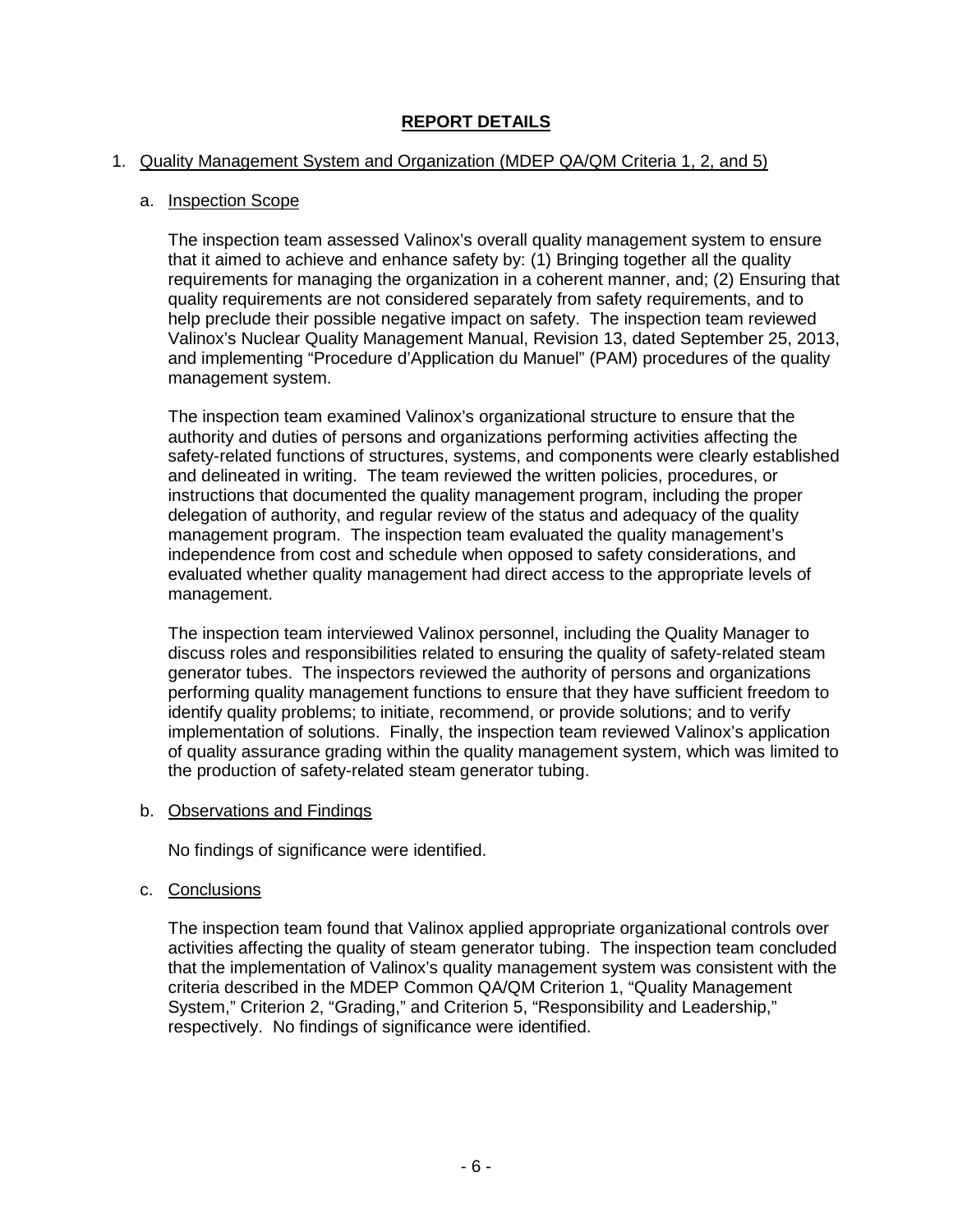## REPORT DETAILS

1. Quality Management System and Organization (MDEP QA/QM Criteria 1, 2, and 5)

   a. Inspection Scope

   The inspection team assessed Valinox's overall quality management system to ensure that it aimed to achieve and enhance safety by: (1) Bringing together all the quality requirements for managing the organization in a coherent manner, and; (2) Ensuring that quality requirements are not considered separately from safety requirements, and to help preclude their possible negative impact on safety. The inspection team reviewed Valinox's Nuclear Quality Management Manual, Revision 13, dated September 25, 2013, and implementing "Procedure d'Application du Manuel" (PAM) procedures of the quality management system.

   The inspection team examined Valinox's organizational structure to ensure that the authority and duties of persons and organizations performing activities affecting the safety-related functions of structures, systems, and components were clearly established and delineated in writing. The team reviewed the written policies, procedures, or instructions that documented the quality management program, including the proper delegation of authority, and regular review of the status and adequacy of the quality management program. The inspection team evaluated the quality management's independence from cost and schedule when opposed to safety considerations, and evaluated whether quality management had direct access to the appropriate levels of management.

   The inspection team interviewed Valinox personnel, including the Quality Manager to discuss roles and responsibilities related to ensuring the quality of safety-related steam generator tubes. The inspectors reviewed the authority of persons and organizations performing quality management functions to ensure that they have sufficient freedom to identify quality problems; to initiate, recommend, or provide solutions; and to verify implementation of solutions. Finally, the inspection team reviewed Valinox's application of quality assurance grading within the quality management system, which was limited to the production of safety-related steam generator tubing.

   b. Observations and Findings

   No findings of significance were identified.

   c. Conclusions

   The inspection team found that Valinox applied appropriate organizational controls over activities affecting the quality of steam generator tubing. The inspection team concluded that the implementation of Valinox's quality management system was consistent with the criteria described in the MDEP Common QA/QM Criterion 1, "Quality Management System," Criterion 2, "Grading," and Criterion 5, "Responsibility and Leadership," respectively. No findings of significance were identified.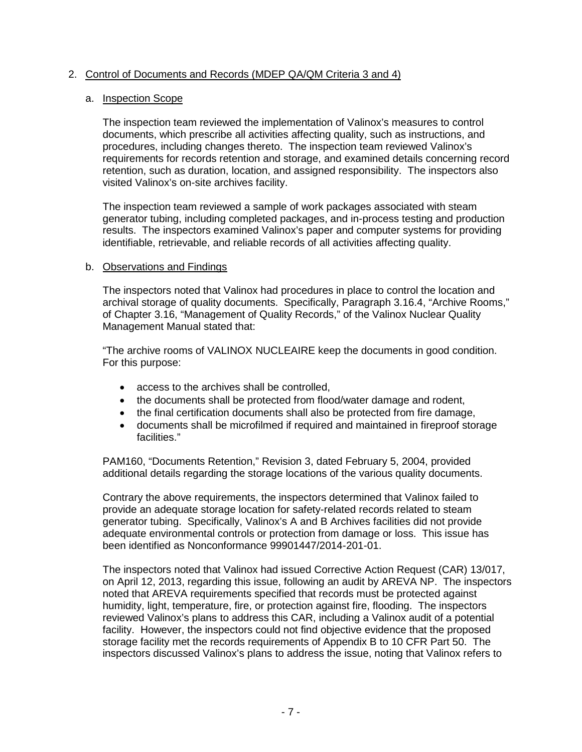## 2. Control of Documents and Records (MDEP QA/QM Criteria 3 and 4)

### a. Inspection Scope

The inspection team reviewed the implementation of Valinox's measures to control documents, which prescribe all activities affecting quality, such as instructions, and procedures, including changes thereto. The inspection team reviewed Valinox's requirements for records retention and storage, and examined details concerning record retention, such as duration, location, and assigned responsibility. The inspectors also visited Valinox's on-site archives facility.

The inspection team reviewed a sample of work packages associated with steam generator tubing, including completed packages, and in-process testing and production results. The inspectors examined Valinox's paper and computer systems for providing identifiable, retrievable, and reliable records of all activities affecting quality.

### b. Observations and Findings

The inspectors noted that Valinox had procedures in place to control the location and archival storage of quality documents. Specifically, Paragraph 3.16.4, "Archive Rooms," of Chapter 3.16, "Management of Quality Records," of the Valinox Nuclear Quality Management Manual stated that:

"The archive rooms of VALINOX NUCLEAIRE keep the documents in good condition. For this purpose:

- access to the archives shall be controlled,
- the documents shall be protected from flood/water damage and rodent,
- the final certification documents shall also be protected from fire damage,
- documents shall be microfilmed if required and maintained in fireproof storage facilities."

PAM160, "Documents Retention," Revision 3, dated February 5, 2004, provided additional details regarding the storage locations of the various quality documents.

Contrary the above requirements, the inspectors determined that Valinox failed to provide an adequate storage location for safety-related records related to steam generator tubing. Specifically, Valinox's A and B Archives facilities did not provide adequate environmental controls or protection from damage or loss. This issue has been identified as Nonconformance 99901447/2014-201-01.

The inspectors noted that Valinox had issued Corrective Action Request (CAR) 13/017, on April 12, 2013, regarding this issue, following an audit by AREVA NP. The inspectors noted that AREVA requirements specified that records must be protected against humidity, light, temperature, fire, or protection against fire, flooding. The inspectors reviewed Valinox's plans to address this CAR, including a Valinox audit of a potential facility. However, the inspectors could not find objective evidence that the proposed storage facility met the records requirements of Appendix B to 10 CFR Part 50. The inspectors discussed Valinox's plans to address the issue, noting that Valinox refers to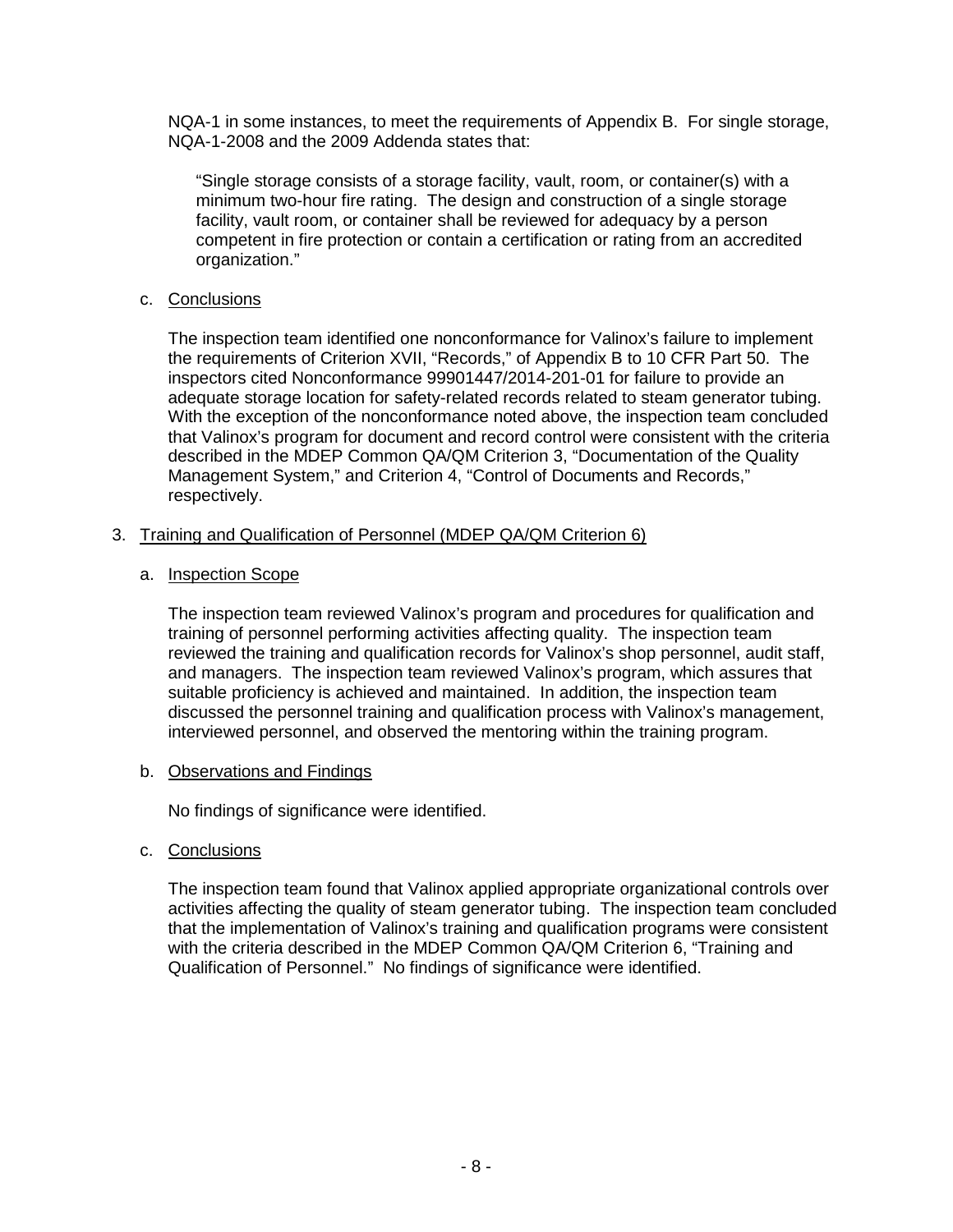NQA-1 in some instances, to meet the requirements of Appendix B. For single storage, NQA-1-2008 and the 2009 Addenda states that:

> "Single storage consists of a storage facility, vault, room, or container(s) with a minimum two-hour fire rating. The design and construction of a single storage facility, vault room, or container shall be reviewed for adequacy by a person competent in fire protection or contain a certification or rating from an accredited organization."

c. Conclusions

The inspection team identified one nonconformance for Valinox's failure to implement the requirements of Criterion XVII, "Records," of Appendix B to 10 CFR Part 50. The inspectors cited Nonconformance 99901447/2014-201-01 for failure to provide an adequate storage location for safety-related records related to steam generator tubing. With the exception of the nonconformance noted above, the inspection team concluded that Valinox's program for document and record control were consistent with the criteria described in the MDEP Common QA/QM Criterion 3, "Documentation of the Quality Management System," and Criterion 4, "Control of Documents and Records," respectively.

3. Training and Qualification of Personnel (MDEP QA/QM Criterion 6)

a. Inspection Scope

The inspection team reviewed Valinox's program and procedures for qualification and training of personnel performing activities affecting quality. The inspection team reviewed the training and qualification records for Valinox's shop personnel, audit staff, and managers. The inspection team reviewed Valinox's program, which assures that suitable proficiency is achieved and maintained. In addition, the inspection team discussed the personnel training and qualification process with Valinox's management, interviewed personnel, and observed the mentoring within the training program.

b. Observations and Findings

No findings of significance were identified.

c. Conclusions

The inspection team found that Valinox applied appropriate organizational controls over activities affecting the quality of steam generator tubing. The inspection team concluded that the implementation of Valinox's training and qualification programs were consistent with the criteria described in the MDEP Common QA/QM Criterion 6, "Training and Qualification of Personnel." No findings of significance were identified.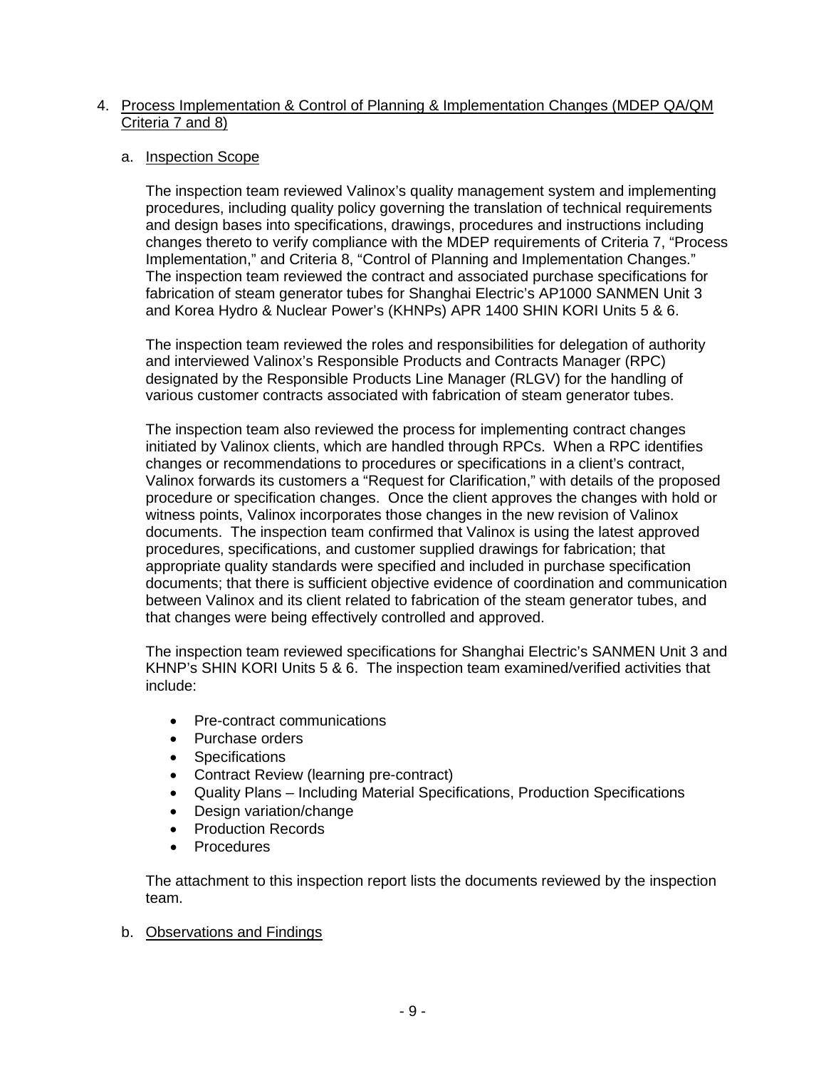4. Process Implementation & Control of Planning & Implementation Changes (MDEP QA/QM Criteria 7 and 8)

   a. Inspection Scope

   The inspection team reviewed Valinox's quality management system and implementing procedures, including quality policy governing the translation of technical requirements and design bases into specifications, drawings, procedures and instructions including changes thereto to verify compliance with the MDEP requirements of Criteria 7, "Process Implementation," and Criteria 8, "Control of Planning and Implementation Changes." The inspection team reviewed the contract and associated purchase specifications for fabrication of steam generator tubes for Shanghai Electric's AP1000 SANMEN Unit 3 and Korea Hydro & Nuclear Power's (KHNPs) APR 1400 SHIN KORI Units 5 & 6.

   The inspection team reviewed the roles and responsibilities for delegation of authority and interviewed Valinox's Responsible Products and Contracts Manager (RPC) designated by the Responsible Products Line Manager (RLGV) for the handling of various customer contracts associated with fabrication of steam generator tubes.

   The inspection team also reviewed the process for implementing contract changes initiated by Valinox clients, which are handled through RPCs. When a RPC identifies changes or recommendations to procedures or specifications in a client's contract, Valinox forwards its customers a "Request for Clarification," with details of the proposed procedure or specification changes. Once the client approves the changes with hold or witness points, Valinox incorporates those changes in the new revision of Valinox documents. The inspection team confirmed that Valinox is using the latest approved procedures, specifications, and customer supplied drawings for fabrication; that appropriate quality standards were specified and included in purchase specification documents; that there is sufficient objective evidence of coordination and communication between Valinox and its client related to fabrication of the steam generator tubes, and that changes were being effectively controlled and approved.

   The inspection team reviewed specifications for Shanghai Electric's SANMEN Unit 3 and KHNP's SHIN KORI Units 5 & 6. The inspection team examined/verified activities that include:

   - Pre-contract communications
   - Purchase orders
   - Specifications
   - Contract Review (learning pre-contract)
   - Quality Plans – Including Material Specifications, Production Specifications
   - Design variation/change
   - Production Records
   - Procedures

   The attachment to this inspection report lists the documents reviewed by the inspection team.

   b. Observations and Findings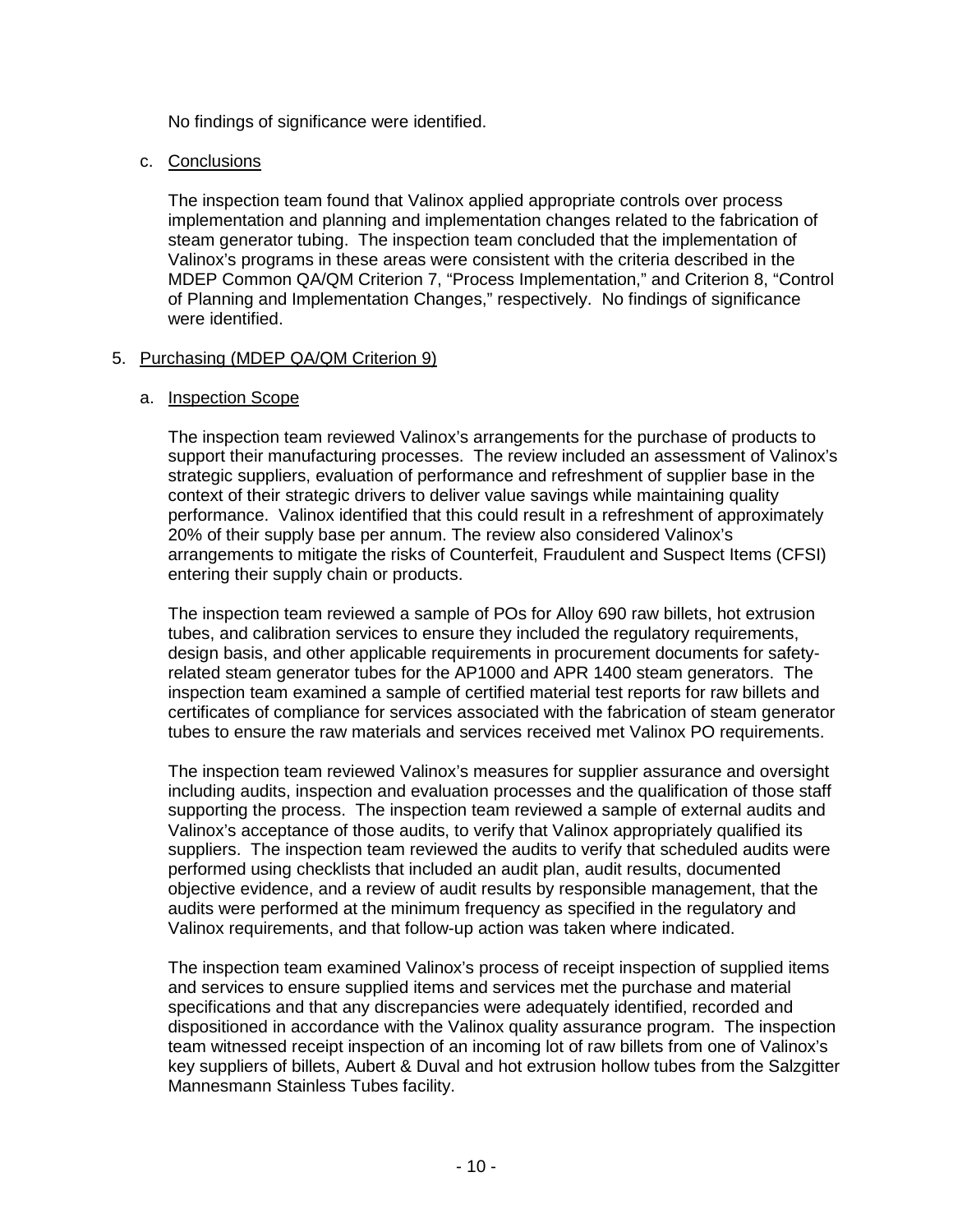No findings of significance were identified.

c. Conclusions

The inspection team found that Valinox applied appropriate controls over process implementation and planning and implementation changes related to the fabrication of steam generator tubing. The inspection team concluded that the implementation of Valinox's programs in these areas were consistent with the criteria described in the MDEP Common QA/QM Criterion 7, "Process Implementation," and Criterion 8, "Control of Planning and Implementation Changes," respectively. No findings of significance were identified.

5. Purchasing (MDEP QA/QM Criterion 9)

a. Inspection Scope

The inspection team reviewed Valinox's arrangements for the purchase of products to support their manufacturing processes. The review included an assessment of Valinox's strategic suppliers, evaluation of performance and refreshment of supplier base in the context of their strategic drivers to deliver value savings while maintaining quality performance. Valinox identified that this could result in a refreshment of approximately 20% of their supply base per annum. The review also considered Valinox's arrangements to mitigate the risks of Counterfeit, Fraudulent and Suspect Items (CFSI) entering their supply chain or products.

The inspection team reviewed a sample of POs for Alloy 690 raw billets, hot extrusion tubes, and calibration services to ensure they included the regulatory requirements, design basis, and other applicable requirements in procurement documents for safety-related steam generator tubes for the AP1000 and APR 1400 steam generators. The inspection team examined a sample of certified material test reports for raw billets and certificates of compliance for services associated with the fabrication of steam generator tubes to ensure the raw materials and services received met Valinox PO requirements.

The inspection team reviewed Valinox's measures for supplier assurance and oversight including audits, inspection and evaluation processes and the qualification of those staff supporting the process. The inspection team reviewed a sample of external audits and Valinox's acceptance of those audits, to verify that Valinox appropriately qualified its suppliers. The inspection team reviewed the audits to verify that scheduled audits were performed using checklists that included an audit plan, audit results, documented objective evidence, and a review of audit results by responsible management, that the audits were performed at the minimum frequency as specified in the regulatory and Valinox requirements, and that follow-up action was taken where indicated.

The inspection team examined Valinox's process of receipt inspection of supplied items and services to ensure supplied items and services met the purchase and material specifications and that any discrepancies were adequately identified, recorded and dispositioned in accordance with the Valinox quality assurance program. The inspection team witnessed receipt inspection of an incoming lot of raw billets from one of Valinox's key suppliers of billets, Aubert & Duval and hot extrusion hollow tubes from the Salzgitter Mannesmann Stainless Tubes facility.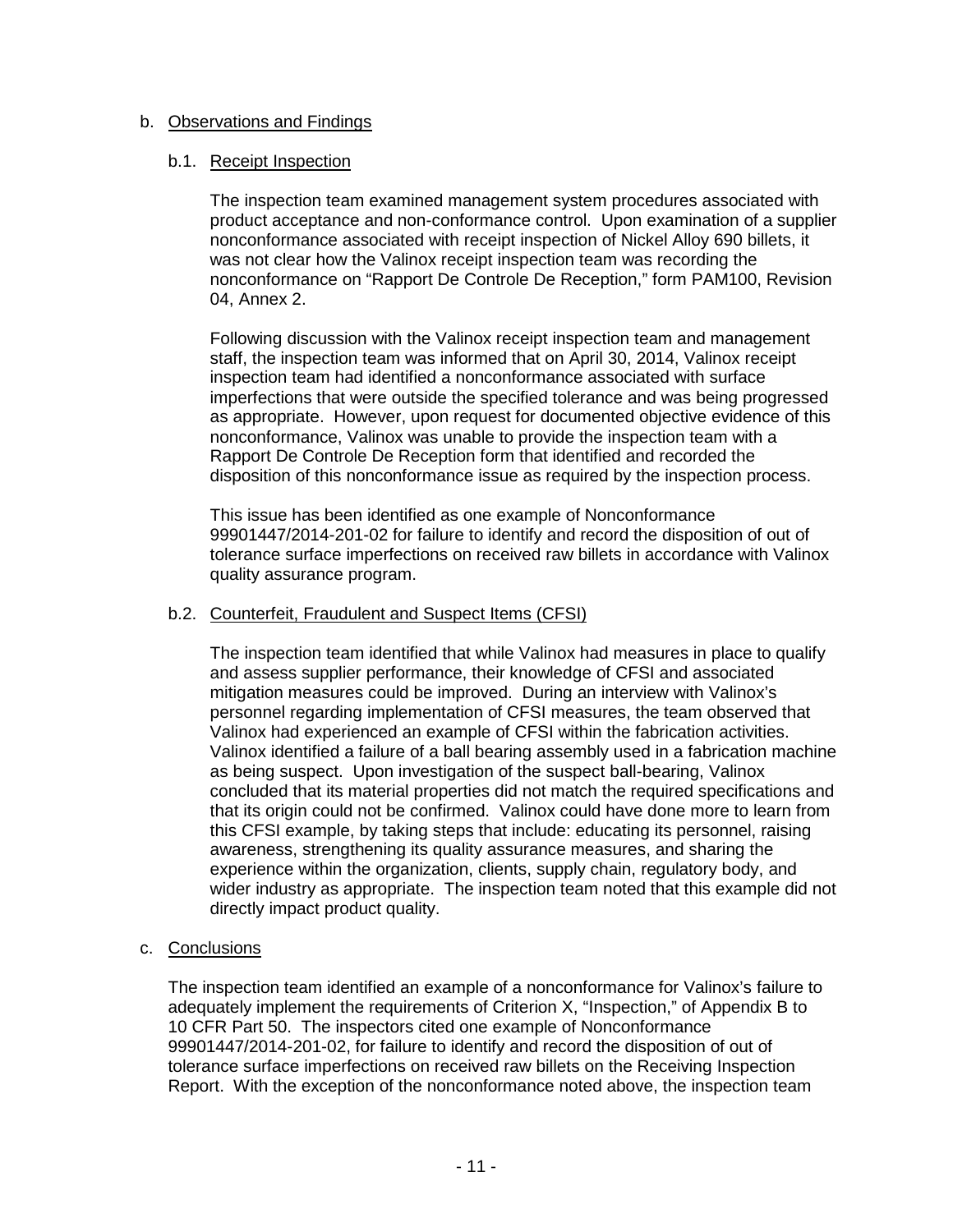b. Observations and Findings

b.1. Receipt Inspection

The inspection team examined management system procedures associated with product acceptance and non-conformance control. Upon examination of a supplier nonconformance associated with receipt inspection of Nickel Alloy 690 billets, it was not clear how the Valinox receipt inspection team was recording the nonconformance on "Rapport De Controle De Reception," form PAM100, Revision 04, Annex 2.

Following discussion with the Valinox receipt inspection team and management staff, the inspection team was informed that on April 30, 2014, Valinox receipt inspection team had identified a nonconformance associated with surface imperfections that were outside the specified tolerance and was being progressed as appropriate. However, upon request for documented objective evidence of this nonconformance, Valinox was unable to provide the inspection team with a Rapport De Controle De Reception form that identified and recorded the disposition of this nonconformance issue as required by the inspection process.

This issue has been identified as one example of Nonconformance 99901447/2014-201-02 for failure to identify and record the disposition of out of tolerance surface imperfections on received raw billets in accordance with Valinox quality assurance program.

b.2. Counterfeit, Fraudulent and Suspect Items (CFSI)

The inspection team identified that while Valinox had measures in place to qualify and assess supplier performance, their knowledge of CFSI and associated mitigation measures could be improved. During an interview with Valinox's personnel regarding implementation of CFSI measures, the team observed that Valinox had experienced an example of CFSI within the fabrication activities. Valinox identified a failure of a ball bearing assembly used in a fabrication machine as being suspect. Upon investigation of the suspect ball-bearing, Valinox concluded that its material properties did not match the required specifications and that its origin could not be confirmed. Valinox could have done more to learn from this CFSI example, by taking steps that include: educating its personnel, raising awareness, strengthening its quality assurance measures, and sharing the experience within the organization, clients, supply chain, regulatory body, and wider industry as appropriate. The inspection team noted that this example did not directly impact product quality.

c. Conclusions

The inspection team identified an example of a nonconformance for Valinox's failure to adequately implement the requirements of Criterion X, "Inspection," of Appendix B to 10 CFR Part 50. The inspectors cited one example of Nonconformance 99901447/2014-201-02, for failure to identify and record the disposition of out of tolerance surface imperfections on received raw billets on the Receiving Inspection Report. With the exception of the nonconformance noted above, the inspection team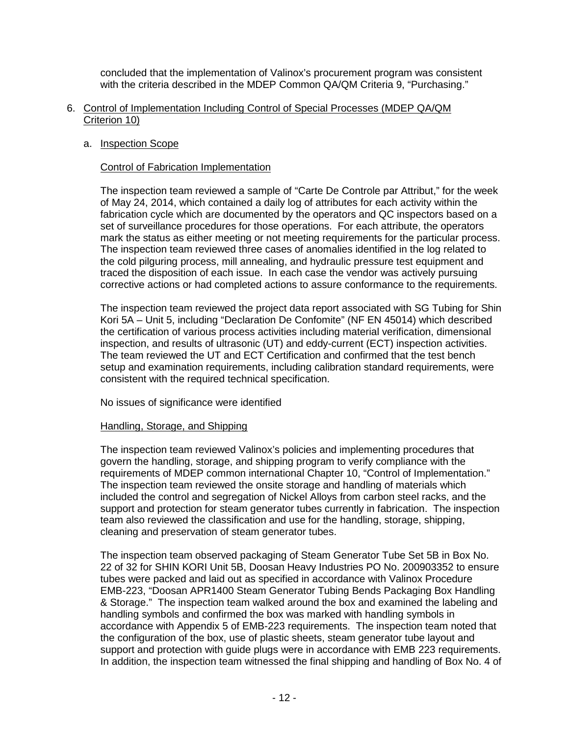concluded that the implementation of Valinox's procurement program was consistent with the criteria described in the MDEP Common QA/QM Criteria 9, "Purchasing."

6. Control of Implementation Including Control of Special Processes (MDEP QA/QM Criterion 10)

   a. Inspection Scope

      Control of Fabrication Implementation

      The inspection team reviewed a sample of "Carte De Controle par Attribut," for the week of May 24, 2014, which contained a daily log of attributes for each activity within the fabrication cycle which are documented by the operators and QC inspectors based on a set of surveillance procedures for those operations. For each attribute, the operators mark the status as either meeting or not meeting requirements for the particular process. The inspection team reviewed three cases of anomalies identified in the log related to the cold pilguring process, mill annealing, and hydraulic pressure test equipment and traced the disposition of each issue. In each case the vendor was actively pursuing corrective actions or had completed actions to assure conformance to the requirements.

      The inspection team reviewed the project data report associated with SG Tubing for Shin Kori 5A – Unit 5, including "Declaration De Confomite" (NF EN 45014) which described the certification of various process activities including material verification, dimensional inspection, and results of ultrasonic (UT) and eddy-current (ECT) inspection activities. The team reviewed the UT and ECT Certification and confirmed that the test bench setup and examination requirements, including calibration standard requirements, were consistent with the required technical specification.

      No issues of significance were identified

      Handling, Storage, and Shipping

      The inspection team reviewed Valinox's policies and implementing procedures that govern the handling, storage, and shipping program to verify compliance with the requirements of MDEP common international Chapter 10, "Control of Implementation." The inspection team reviewed the onsite storage and handling of materials which included the control and segregation of Nickel Alloys from carbon steel racks, and the support and protection for steam generator tubes currently in fabrication. The inspection team also reviewed the classification and use for the handling, storage, shipping, cleaning and preservation of steam generator tubes.

      The inspection team observed packaging of Steam Generator Tube Set 5B in Box No. 22 of 32 for SHIN KORI Unit 5B, Doosan Heavy Industries PO No. 200903352 to ensure tubes were packed and laid out as specified in accordance with Valinox Procedure EMB-223, "Doosan APR1400 Steam Generator Tubing Bends Packaging Box Handling & Storage." The inspection team walked around the box and examined the labeling and handling symbols and confirmed the box was marked with handling symbols in accordance with Appendix 5 of EMB-223 requirements. The inspection team noted that the configuration of the box, use of plastic sheets, steam generator tube layout and support and protection with guide plugs were in accordance with EMB 223 requirements. In addition, the inspection team witnessed the final shipping and handling of Box No. 4 of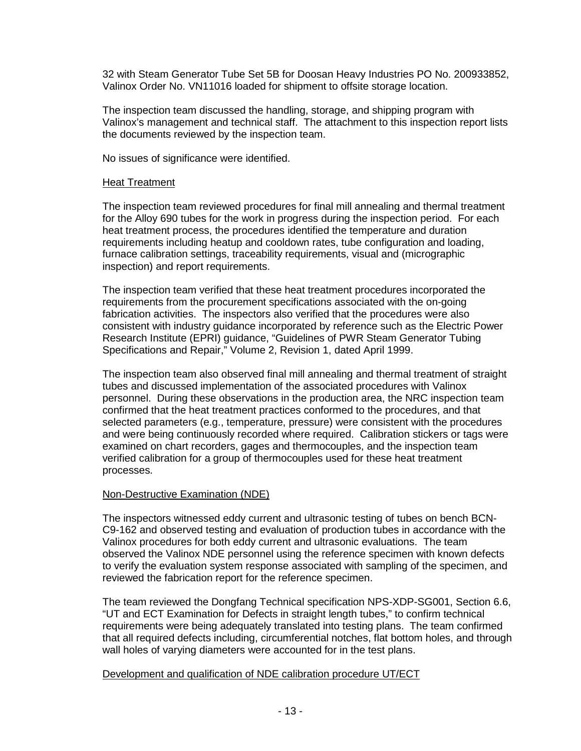32 with Steam Generator Tube Set 5B for Doosan Heavy Industries PO No. 200933852, Valinox Order No. VN11016 loaded for shipment to offsite storage location.

The inspection team discussed the handling, storage, and shipping program with Valinox's management and technical staff. The attachment to this inspection report lists the documents reviewed by the inspection team.

No issues of significance were identified.

Heat Treatment

The inspection team reviewed procedures for final mill annealing and thermal treatment for the Alloy 690 tubes for the work in progress during the inspection period. For each heat treatment process, the procedures identified the temperature and duration requirements including heatup and cooldown rates, tube configuration and loading, furnace calibration settings, traceability requirements, visual and (micrographic inspection) and report requirements.

The inspection team verified that these heat treatment procedures incorporated the requirements from the procurement specifications associated with the on-going fabrication activities. The inspectors also verified that the procedures were also consistent with industry guidance incorporated by reference such as the Electric Power Research Institute (EPRI) guidance, "Guidelines of PWR Steam Generator Tubing Specifications and Repair," Volume 2, Revision 1, dated April 1999.

The inspection team also observed final mill annealing and thermal treatment of straight tubes and discussed implementation of the associated procedures with Valinox personnel. During these observations in the production area, the NRC inspection team confirmed that the heat treatment practices conformed to the procedures, and that selected parameters (e.g., temperature, pressure) were consistent with the procedures and were being continuously recorded where required. Calibration stickers or tags were examined on chart recorders, gages and thermocouples, and the inspection team verified calibration for a group of thermocouples used for these heat treatment processes.

Non-Destructive Examination (NDE)

The inspectors witnessed eddy current and ultrasonic testing of tubes on bench BCN-C9-162 and observed testing and evaluation of production tubes in accordance with the Valinox procedures for both eddy current and ultrasonic evaluations. The team observed the Valinox NDE personnel using the reference specimen with known defects to verify the evaluation system response associated with sampling of the specimen, and reviewed the fabrication report for the reference specimen.

The team reviewed the Dongfang Technical specification NPS-XDP-SG001, Section 6.6, "UT and ECT Examination for Defects in straight length tubes," to confirm technical requirements were being adequately translated into testing plans. The team confirmed that all required defects including, circumferential notches, flat bottom holes, and through wall holes of varying diameters were accounted for in the test plans.

Development and qualification of NDE calibration procedure UT/ECT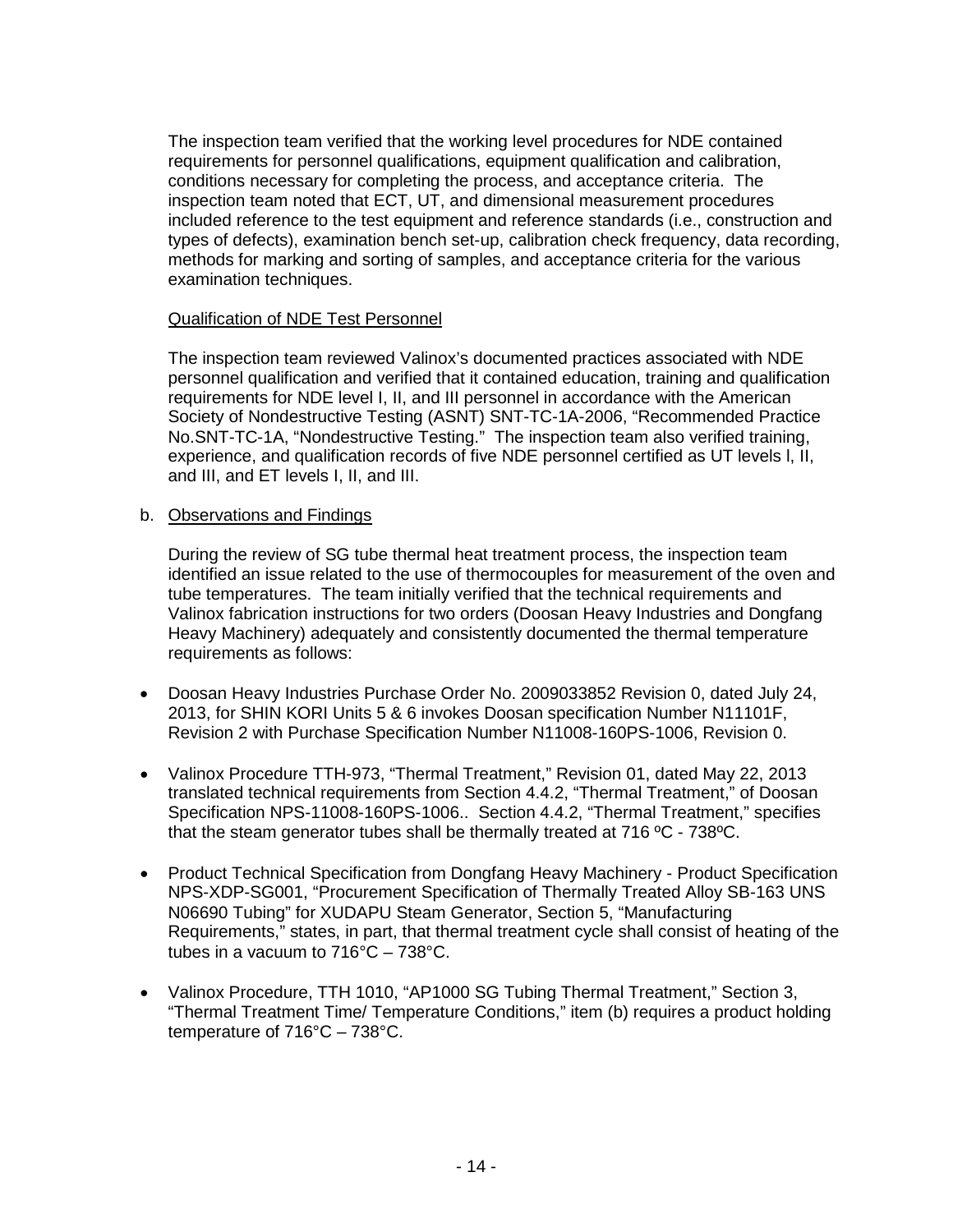The inspection team verified that the working level procedures for NDE contained requirements for personnel qualifications, equipment qualification and calibration, conditions necessary for completing the process, and acceptance criteria. The inspection team noted that ECT, UT, and dimensional measurement procedures included reference to the test equipment and reference standards (i.e., construction and types of defects), examination bench set-up, calibration check frequency, data recording, methods for marking and sorting of samples, and acceptance criteria for the various examination techniques.

Qualification of NDE Test Personnel

The inspection team reviewed Valinox's documented practices associated with NDE personnel qualification and verified that it contained education, training and qualification requirements for NDE level I, II, and III personnel in accordance with the American Society of Nondestructive Testing (ASNT) SNT-TC-1A-2006, "Recommended Practice No.SNT-TC-1A, "Nondestructive Testing." The inspection team also verified training, experience, and qualification records of five NDE personnel certified as UT levels l, II, and III, and ET levels I, II, and III.

b. Observations and Findings

During the review of SG tube thermal heat treatment process, the inspection team identified an issue related to the use of thermocouples for measurement of the oven and tube temperatures. The team initially verified that the technical requirements and Valinox fabrication instructions for two orders (Doosan Heavy Industries and Dongfang Heavy Machinery) adequately and consistently documented the thermal temperature requirements as follows:

- Doosan Heavy Industries Purchase Order No. 2009033852 Revision 0, dated July 24, 2013, for SHIN KORI Units 5 & 6 invokes Doosan specification Number N11101F, Revision 2 with Purchase Specification Number N11008-160PS-1006, Revision 0.
- Valinox Procedure TTH-973, "Thermal Treatment," Revision 01, dated May 22, 2013 translated technical requirements from Section 4.4.2, "Thermal Treatment," of Doosan Specification NPS-11008-160PS-1006.. Section 4.4.2, "Thermal Treatment," specifies that the steam generator tubes shall be thermally treated at 716 ºC - 738ºC.
- Product Technical Specification from Dongfang Heavy Machinery - Product Specification NPS-XDP-SG001, "Procurement Specification of Thermally Treated Alloy SB-163 UNS N06690 Tubing" for XUDAPU Steam Generator, Section 5, "Manufacturing Requirements," states, in part, that thermal treatment cycle shall consist of heating of the tubes in a vacuum to 716°C – 738°C.
- Valinox Procedure, TTH 1010, "AP1000 SG Tubing Thermal Treatment," Section 3, "Thermal Treatment Time/ Temperature Conditions," item (b) requires a product holding temperature of 716°C – 738°C.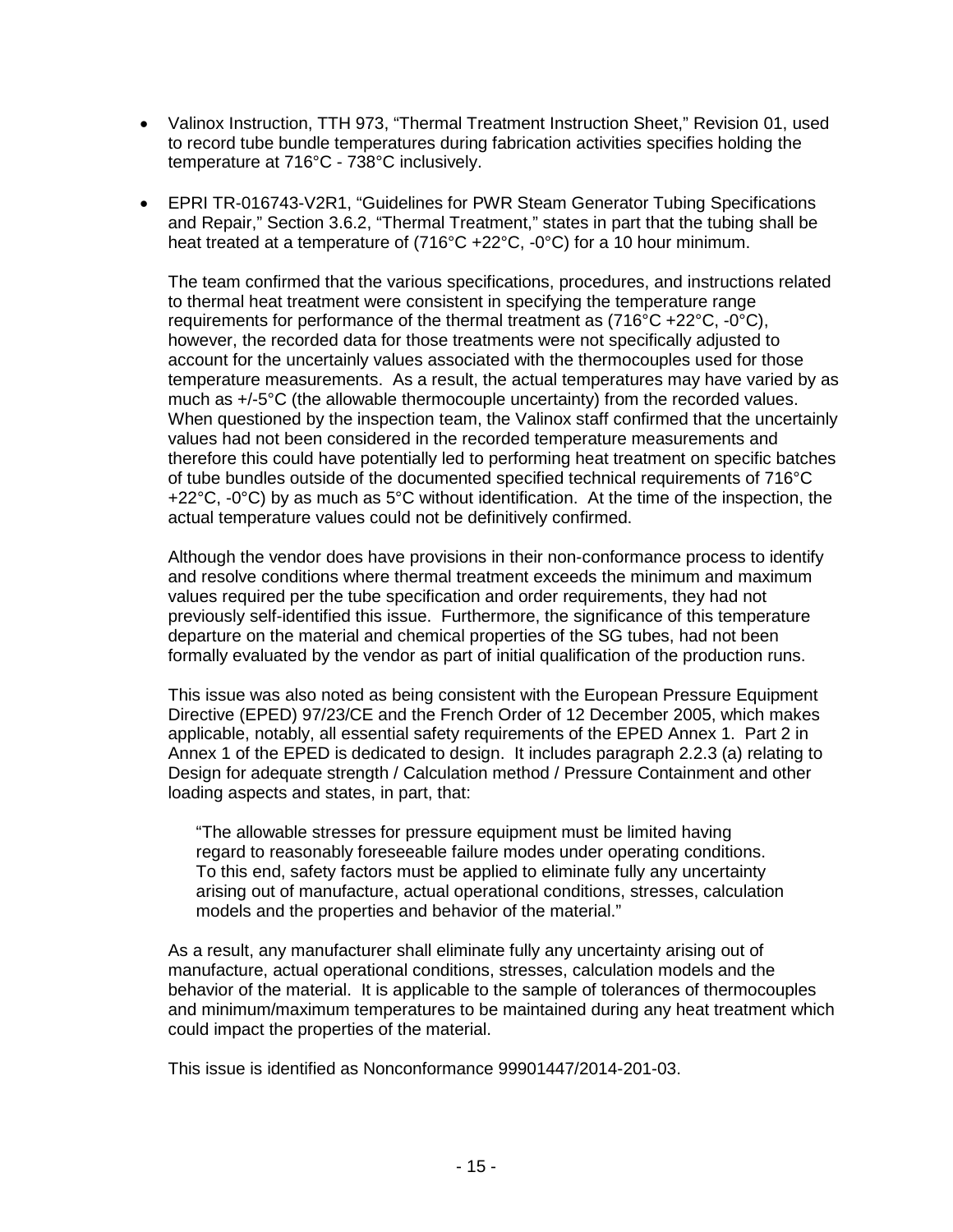- Valinox Instruction, TTH 973, “Thermal Treatment Instruction Sheet,” Revision 01, used to record tube bundle temperatures during fabrication activities specifies holding the temperature at 716°C - 738°C inclusively.

- EPRI TR-016743-V2R1, “Guidelines for PWR Steam Generator Tubing Specifications and Repair,” Section 3.6.2, “Thermal Treatment,” states in part that the tubing shall be heat treated at a temperature of (716°C +22°C, -0°C) for a 10 hour minimum.

  The team confirmed that the various specifications, procedures, and instructions related to thermal heat treatment were consistent in specifying the temperature range requirements for performance of the thermal treatment as (716°C +22°C, -0°C), however, the recorded data for those treatments were not specifically adjusted to account for the uncertainly values associated with the thermocouples used for those temperature measurements. As a result, the actual temperatures may have varied by as much as +/-5°C (the allowable thermocouple uncertainty) from the recorded values. When questioned by the inspection team, the Valinox staff confirmed that the uncertainly values had not been considered in the recorded temperature measurements and therefore this could have potentially led to performing heat treatment on specific batches of tube bundles outside of the documented specified technical requirements of 716°C +22°C, -0°C) by as much as 5°C without identification. At the time of the inspection, the actual temperature values could not be definitively confirmed.

  Although the vendor does have provisions in their non-conformance process to identify and resolve conditions where thermal treatment exceeds the minimum and maximum values required per the tube specification and order requirements, they had not previously self-identified this issue. Furthermore, the significance of this temperature departure on the material and chemical properties of the SG tubes, had not been formally evaluated by the vendor as part of initial qualification of the production runs.

  This issue was also noted as being consistent with the European Pressure Equipment Directive (EPED) 97/23/CE and the French Order of 12 December 2005, which makes applicable, notably, all essential safety requirements of the EPED Annex 1. Part 2 in Annex 1 of the EPED is dedicated to design. It includes paragraph 2.2.3 (a) relating to Design for adequate strength / Calculation method / Pressure Containment and other loading aspects and states, in part, that:

  > “The allowable stresses for pressure equipment must be limited having regard to reasonably foreseeable failure modes under operating conditions. To this end, safety factors must be applied to eliminate fully any uncertainty arising out of manufacture, actual operational conditions, stresses, calculation models and the properties and behavior of the material.”

  As a result, any manufacturer shall eliminate fully any uncertainty arising out of manufacture, actual operational conditions, stresses, calculation models and the behavior of the material. It is applicable to the sample of tolerances of thermocouples and minimum/maximum temperatures to be maintained during any heat treatment which could impact the properties of the material.

  This issue is identified as Nonconformance 99901447/2014-201-03.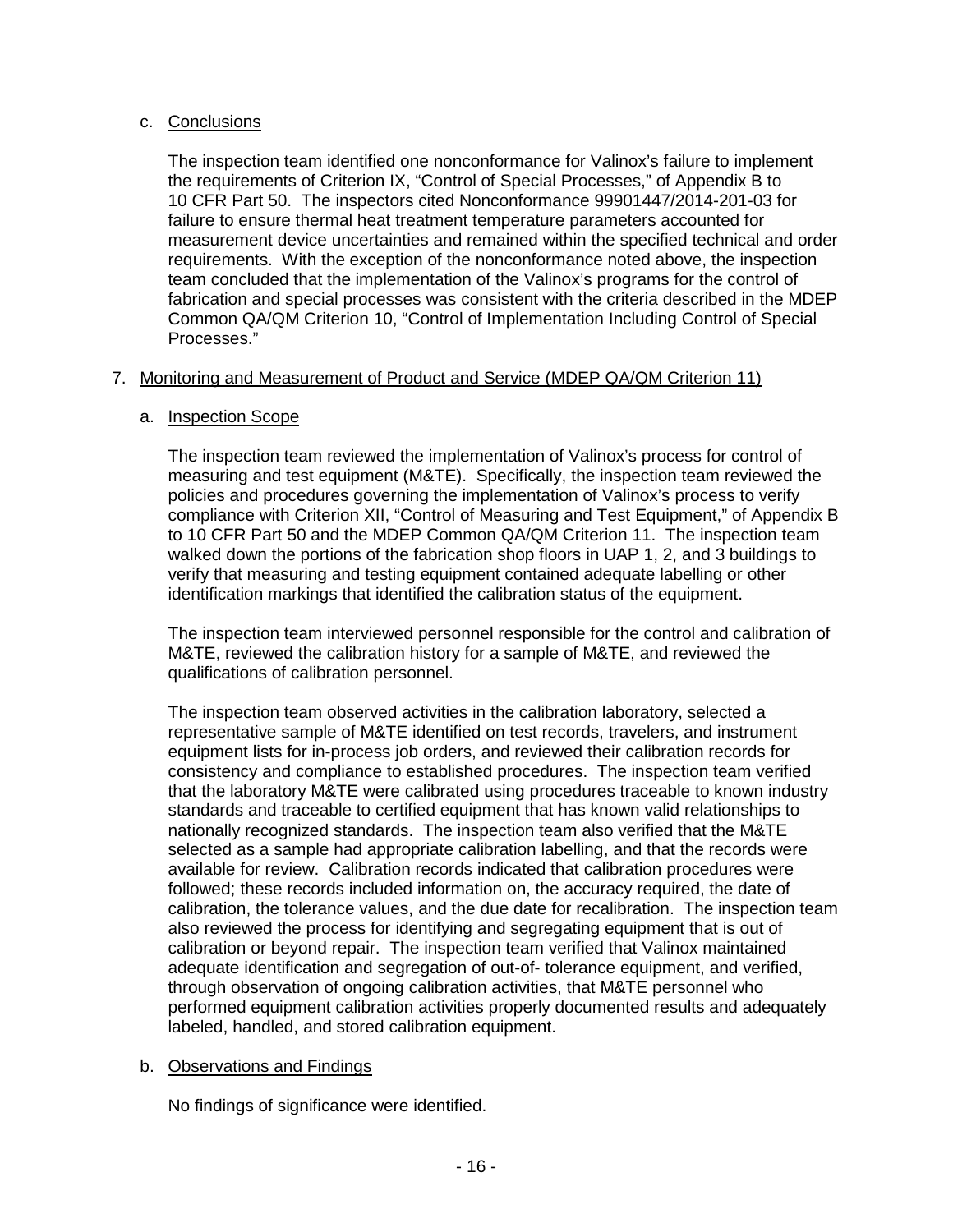c. Conclusions

The inspection team identified one nonconformance for Valinox's failure to implement the requirements of Criterion IX, "Control of Special Processes," of Appendix B to 10 CFR Part 50. The inspectors cited Nonconformance 99901447/2014-201-03 for failure to ensure thermal heat treatment temperature parameters accounted for measurement device uncertainties and remained within the specified technical and order requirements. With the exception of the nonconformance noted above, the inspection team concluded that the implementation of the Valinox's programs for the control of fabrication and special processes was consistent with the criteria described in the MDEP Common QA/QM Criterion 10, "Control of Implementation Including Control of Special Processes."

## 7. Monitoring and Measurement of Product and Service (MDEP QA/QM Criterion 11)

a. Inspection Scope

The inspection team reviewed the implementation of Valinox's process for control of measuring and test equipment (M&TE). Specifically, the inspection team reviewed the policies and procedures governing the implementation of Valinox's process to verify compliance with Criterion XII, "Control of Measuring and Test Equipment," of Appendix B to 10 CFR Part 50 and the MDEP Common QA/QM Criterion 11. The inspection team walked down the portions of the fabrication shop floors in UAP 1, 2, and 3 buildings to verify that measuring and testing equipment contained adequate labelling or other identification markings that identified the calibration status of the equipment.

The inspection team interviewed personnel responsible for the control and calibration of M&TE, reviewed the calibration history for a sample of M&TE, and reviewed the qualifications of calibration personnel.

The inspection team observed activities in the calibration laboratory, selected a representative sample of M&TE identified on test records, travelers, and instrument equipment lists for in-process job orders, and reviewed their calibration records for consistency and compliance to established procedures. The inspection team verified that the laboratory M&TE were calibrated using procedures traceable to known industry standards and traceable to certified equipment that has known valid relationships to nationally recognized standards. The inspection team also verified that the M&TE selected as a sample had appropriate calibration labelling, and that the records were available for review. Calibration records indicated that calibration procedures were followed; these records included information on, the accuracy required, the date of calibration, the tolerance values, and the due date for recalibration. The inspection team also reviewed the process for identifying and segregating equipment that is out of calibration or beyond repair. The inspection team verified that Valinox maintained adequate identification and segregation of out-of- tolerance equipment, and verified, through observation of ongoing calibration activities, that M&TE personnel who performed equipment calibration activities properly documented results and adequately labeled, handled, and stored calibration equipment.

b. Observations and Findings

No findings of significance were identified.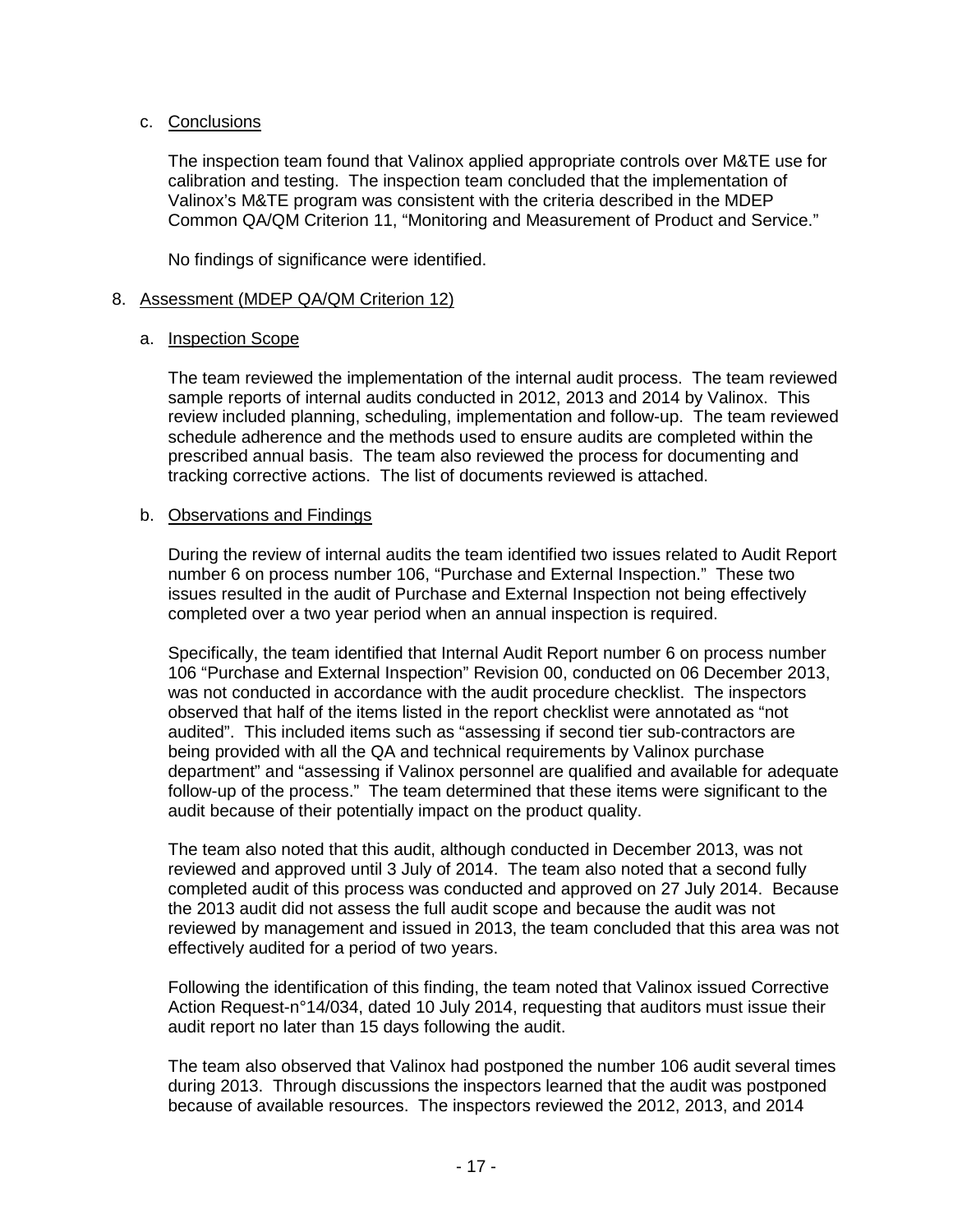c. Conclusions

The inspection team found that Valinox applied appropriate controls over M&TE use for calibration and testing. The inspection team concluded that the implementation of Valinox's M&TE program was consistent with the criteria described in the MDEP Common QA/QM Criterion 11, "Monitoring and Measurement of Product and Service."

No findings of significance were identified.

8. Assessment (MDEP QA/QM Criterion 12)

a. Inspection Scope

The team reviewed the implementation of the internal audit process. The team reviewed sample reports of internal audits conducted in 2012, 2013 and 2014 by Valinox. This review included planning, scheduling, implementation and follow-up. The team reviewed schedule adherence and the methods used to ensure audits are completed within the prescribed annual basis. The team also reviewed the process for documenting and tracking corrective actions. The list of documents reviewed is attached.

b. Observations and Findings

During the review of internal audits the team identified two issues related to Audit Report number 6 on process number 106, "Purchase and External Inspection." These two issues resulted in the audit of Purchase and External Inspection not being effectively completed over a two year period when an annual inspection is required.

Specifically, the team identified that Internal Audit Report number 6 on process number 106 "Purchase and External Inspection" Revision 00, conducted on 06 December 2013, was not conducted in accordance with the audit procedure checklist. The inspectors observed that half of the items listed in the report checklist were annotated as "not audited". This included items such as "assessing if second tier sub-contractors are being provided with all the QA and technical requirements by Valinox purchase department" and "assessing if Valinox personnel are qualified and available for adequate follow-up of the process." The team determined that these items were significant to the audit because of their potentially impact on the product quality.

The team also noted that this audit, although conducted in December 2013, was not reviewed and approved until 3 July of 2014. The team also noted that a second fully completed audit of this process was conducted and approved on 27 July 2014. Because the 2013 audit did not assess the full audit scope and because the audit was not reviewed by management and issued in 2013, the team concluded that this area was not effectively audited for a period of two years.

Following the identification of this finding, the team noted that Valinox issued Corrective Action Request-n°14/034, dated 10 July 2014, requesting that auditors must issue their audit report no later than 15 days following the audit.

The team also observed that Valinox had postponed the number 106 audit several times during 2013. Through discussions the inspectors learned that the audit was postponed because of available resources. The inspectors reviewed the 2012, 2013, and 2014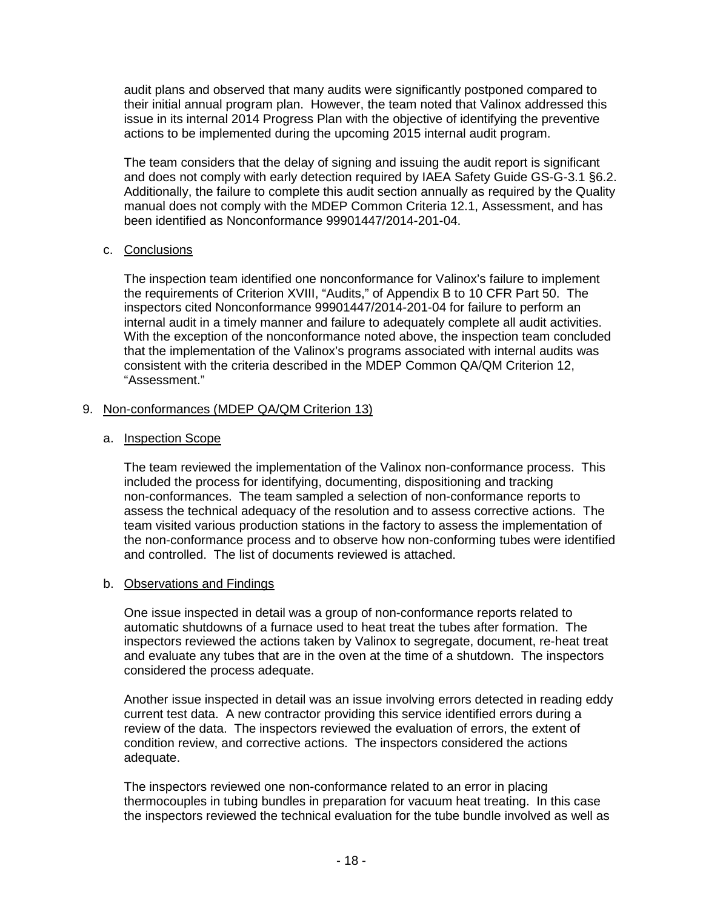audit plans and observed that many audits were significantly postponed compared to their initial annual program plan. However, the team noted that Valinox addressed this issue in its internal 2014 Progress Plan with the objective of identifying the preventive actions to be implemented during the upcoming 2015 internal audit program.

The team considers that the delay of signing and issuing the audit report is significant and does not comply with early detection required by IAEA Safety Guide GS-G-3.1 §6.2. Additionally, the failure to complete this audit section annually as required by the Quality manual does not comply with the MDEP Common Criteria 12.1, Assessment, and has been identified as Nonconformance 99901447/2014-201-04.

c. Conclusions

The inspection team identified one nonconformance for Valinox's failure to implement the requirements of Criterion XVIII, "Audits," of Appendix B to 10 CFR Part 50. The inspectors cited Nonconformance 99901447/2014-201-04 for failure to perform an internal audit in a timely manner and failure to adequately complete all audit activities. With the exception of the nonconformance noted above, the inspection team concluded that the implementation of the Valinox's programs associated with internal audits was consistent with the criteria described in the MDEP Common QA/QM Criterion 12, "Assessment."

## 9. Non-conformances (MDEP QA/QM Criterion 13)

a. Inspection Scope

The team reviewed the implementation of the Valinox non-conformance process. This included the process for identifying, documenting, dispositioning and tracking non-conformances. The team sampled a selection of non-conformance reports to assess the technical adequacy of the resolution and to assess corrective actions. The team visited various production stations in the factory to assess the implementation of the non-conformance process and to observe how non-conforming tubes were identified and controlled. The list of documents reviewed is attached.

b. Observations and Findings

One issue inspected in detail was a group of non-conformance reports related to automatic shutdowns of a furnace used to heat treat the tubes after formation. The inspectors reviewed the actions taken by Valinox to segregate, document, re-heat treat and evaluate any tubes that are in the oven at the time of a shutdown. The inspectors considered the process adequate.

Another issue inspected in detail was an issue involving errors detected in reading eddy current test data. A new contractor providing this service identified errors during a review of the data. The inspectors reviewed the evaluation of errors, the extent of condition review, and corrective actions. The inspectors considered the actions adequate.

The inspectors reviewed one non-conformance related to an error in placing thermocouples in tubing bundles in preparation for vacuum heat treating. In this case the inspectors reviewed the technical evaluation for the tube bundle involved as well as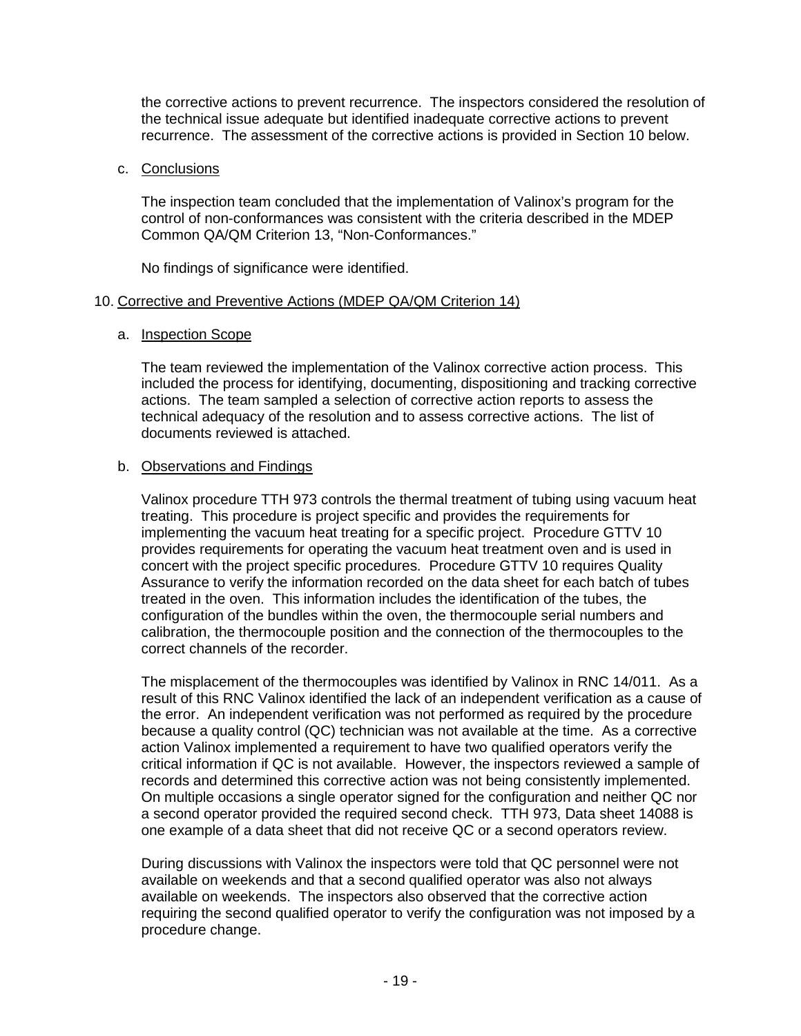the corrective actions to prevent recurrence. The inspectors considered the resolution of the technical issue adequate but identified inadequate corrective actions to prevent recurrence. The assessment of the corrective actions is provided in Section 10 below.

c. Conclusions

The inspection team concluded that the implementation of Valinox's program for the control of non-conformances was consistent with the criteria described in the MDEP Common QA/QM Criterion 13, "Non-Conformances."

No findings of significance were identified.

## 10. Corrective and Preventive Actions (MDEP QA/QM Criterion 14)

a. Inspection Scope

The team reviewed the implementation of the Valinox corrective action process. This included the process for identifying, documenting, dispositioning and tracking corrective actions. The team sampled a selection of corrective action reports to assess the technical adequacy of the resolution and to assess corrective actions. The list of documents reviewed is attached.

b. Observations and Findings

Valinox procedure TTH 973 controls the thermal treatment of tubing using vacuum heat treating. This procedure is project specific and provides the requirements for implementing the vacuum heat treating for a specific project. Procedure GTTV 10 provides requirements for operating the vacuum heat treatment oven and is used in concert with the project specific procedures. Procedure GTTV 10 requires Quality Assurance to verify the information recorded on the data sheet for each batch of tubes treated in the oven. This information includes the identification of the tubes, the configuration of the bundles within the oven, the thermocouple serial numbers and calibration, the thermocouple position and the connection of the thermocouples to the correct channels of the recorder.

The misplacement of the thermocouples was identified by Valinox in RNC 14/011. As a result of this RNC Valinox identified the lack of an independent verification as a cause of the error. An independent verification was not performed as required by the procedure because a quality control (QC) technician was not available at the time. As a corrective action Valinox implemented a requirement to have two qualified operators verify the critical information if QC is not available. However, the inspectors reviewed a sample of records and determined this corrective action was not being consistently implemented. On multiple occasions a single operator signed for the configuration and neither QC nor a second operator provided the required second check. TTH 973, Data sheet 14088 is one example of a data sheet that did not receive QC or a second operators review.

During discussions with Valinox the inspectors were told that QC personnel were not available on weekends and that a second qualified operator was also not always available on weekends. The inspectors also observed that the corrective action requiring the second qualified operator to verify the configuration was not imposed by a procedure change.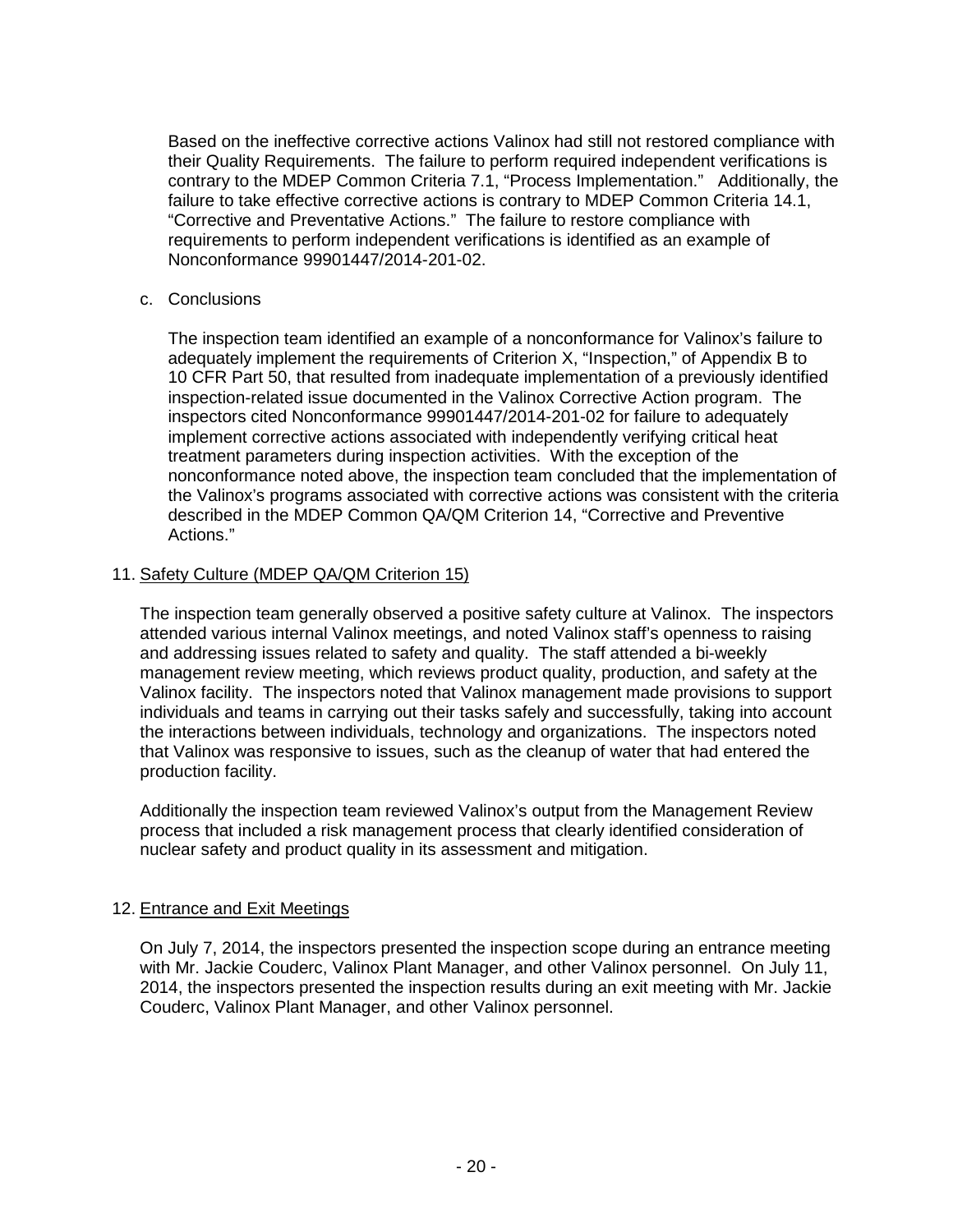Based on the ineffective corrective actions Valinox had still not restored compliance with their Quality Requirements. The failure to perform required independent verifications is contrary to the MDEP Common Criteria 7.1, "Process Implementation." Additionally, the failure to take effective corrective actions is contrary to MDEP Common Criteria 14.1, "Corrective and Preventative Actions." The failure to restore compliance with requirements to perform independent verifications is identified as an example of Nonconformance 99901447/2014-201-02.

c. Conclusions

The inspection team identified an example of a nonconformance for Valinox's failure to adequately implement the requirements of Criterion X, "Inspection," of Appendix B to 10 CFR Part 50, that resulted from inadequate implementation of a previously identified inspection-related issue documented in the Valinox Corrective Action program. The inspectors cited Nonconformance 99901447/2014-201-02 for failure to adequately implement corrective actions associated with independently verifying critical heat treatment parameters during inspection activities. With the exception of the nonconformance noted above, the inspection team concluded that the implementation of the Valinox's programs associated with corrective actions was consistent with the criteria described in the MDEP Common QA/QM Criterion 14, "Corrective and Preventive Actions."

## 11. Safety Culture (MDEP QA/QM Criterion 15)

The inspection team generally observed a positive safety culture at Valinox. The inspectors attended various internal Valinox meetings, and noted Valinox staff's openness to raising and addressing issues related to safety and quality. The staff attended a bi-weekly management review meeting, which reviews product quality, production, and safety at the Valinox facility. The inspectors noted that Valinox management made provisions to support individuals and teams in carrying out their tasks safely and successfully, taking into account the interactions between individuals, technology and organizations. The inspectors noted that Valinox was responsive to issues, such as the cleanup of water that had entered the production facility.

Additionally the inspection team reviewed Valinox's output from the Management Review process that included a risk management process that clearly identified consideration of nuclear safety and product quality in its assessment and mitigation.

## 12. Entrance and Exit Meetings

On July 7, 2014, the inspectors presented the inspection scope during an entrance meeting with Mr. Jackie Couderc, Valinox Plant Manager, and other Valinox personnel. On July 11, 2014, the inspectors presented the inspection results during an exit meeting with Mr. Jackie Couderc, Valinox Plant Manager, and other Valinox personnel.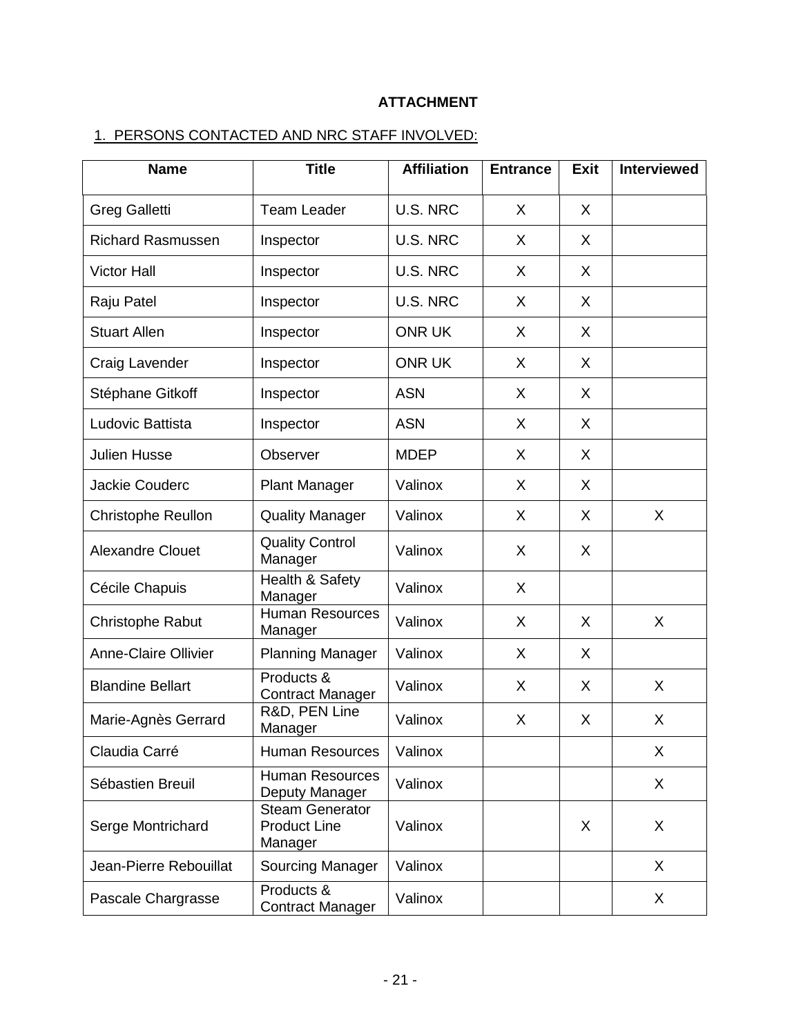**ATTACHMENT**

1. PERSONS CONTACTED AND NRC STAFF INVOLVED:

| Name | Title | Affiliation | Entrance | Exit | Interviewed |
|---|---|---|---|---|---|
| Greg Galletti | Team Leader | U.S. NRC | X | X | |
| Richard Rasmussen | Inspector | U.S. NRC | X | X | |
| Victor Hall | Inspector | U.S. NRC | X | X | |
| Raju Patel | Inspector | U.S. NRC | X | X | |
| Stuart Allen | Inspector | ONR UK | X | X | |
| Craig Lavender | Inspector | ONR UK | X | X | |
| Stéphane Gitkoff | Inspector | ASN | X | X | |
| Ludovic Battista | Inspector | ASN | X | X | |
| Julien Husse | Observer | MDEP | X | X | |
| Jackie Couderc | Plant Manager | Valinox | X | X | |
| Christophe Reullon | Quality Manager | Valinox | X | X | X |
| Alexandre Clouet | Quality Control Manager | Valinox | X | X | |
| Cécile Chapuis | Health & Safety Manager | Valinox | X | | |
| Christophe Rabut | Human Resources Manager | Valinox | X | X | X |
| Anne-Claire Ollivier | Planning Manager | Valinox | X | X | |
| Blandine Bellart | Products & Contract Manager | Valinox | X | X | X |
| Marie-Agnès Gerrard | R&D, PEN Line Manager | Valinox | X | X | X |
| Claudia Carré | Human Resources | Valinox | | | X |
| Sébastien Breuil | Human Resources Deputy Manager | Valinox | | | X |
| Serge Montrichard | Steam Generator Product Line Manager | Valinox | | X | X |
| Jean-Pierre Rebouillat | Sourcing Manager | Valinox | | | X |
| Pascale Chargrasse | Products & Contract Manager | Valinox | | | X |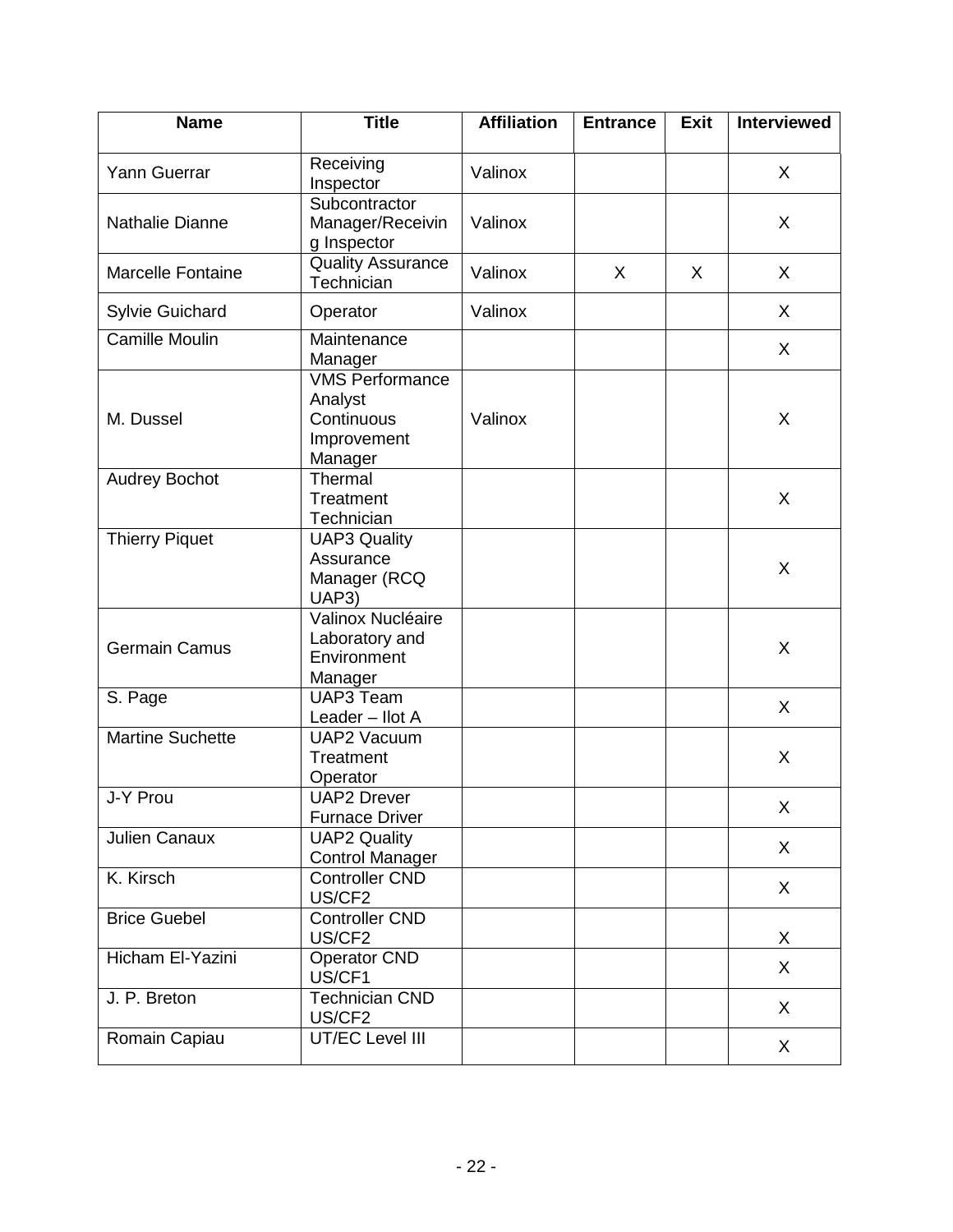| Name | Title | Affiliation | Entrance | Exit | Interviewed |
|---|---|---|---|---|---|
| Yann Guerrar | Receiving Inspector | Valinox | | | X |
| Nathalie Dianne | Subcontractor Manager/Receiving Inspector | Valinox | | | X |
| Marcelle Fontaine | Quality Assurance Technician | Valinox | X | X | X |
| Sylvie Guichard | Operator | Valinox | | | X |
| Camille Moulin | Maintenance Manager | | | | X |
| M. Dussel | VMS Performance Analyst Continuous Improvement Manager | Valinox | | | X |
| Audrey Bochot | Thermal Treatment Technician | | | | X |
| Thierry Piquet | UAP3 Quality Assurance Manager (RCQ UAP3) | | | | X |
| Germain Camus | Valinox Nucléaire Laboratory and Environment Manager | | | | X |
| S. Page | UAP3 Team Leader – Ilot A | | | | X |
| Martine Suchette | UAP2 Vacuum Treatment Operator | | | | X |
| J-Y Prou | UAP2 Drever Furnace Driver | | | | X |
| Julien Canaux | UAP2 Quality Control Manager | | | | X |
| K. Kirsch | Controller CND US/CF2 | | | | X |
| Brice Guebel | Controller CND US/CF2 | | | | X |
| Hicham El-Yazini | Operator CND US/CF1 | | | | X |
| J. P. Breton | Technician CND US/CF2 | | | | X |
| Romain Capiau | UT/EC Level III | | | | X |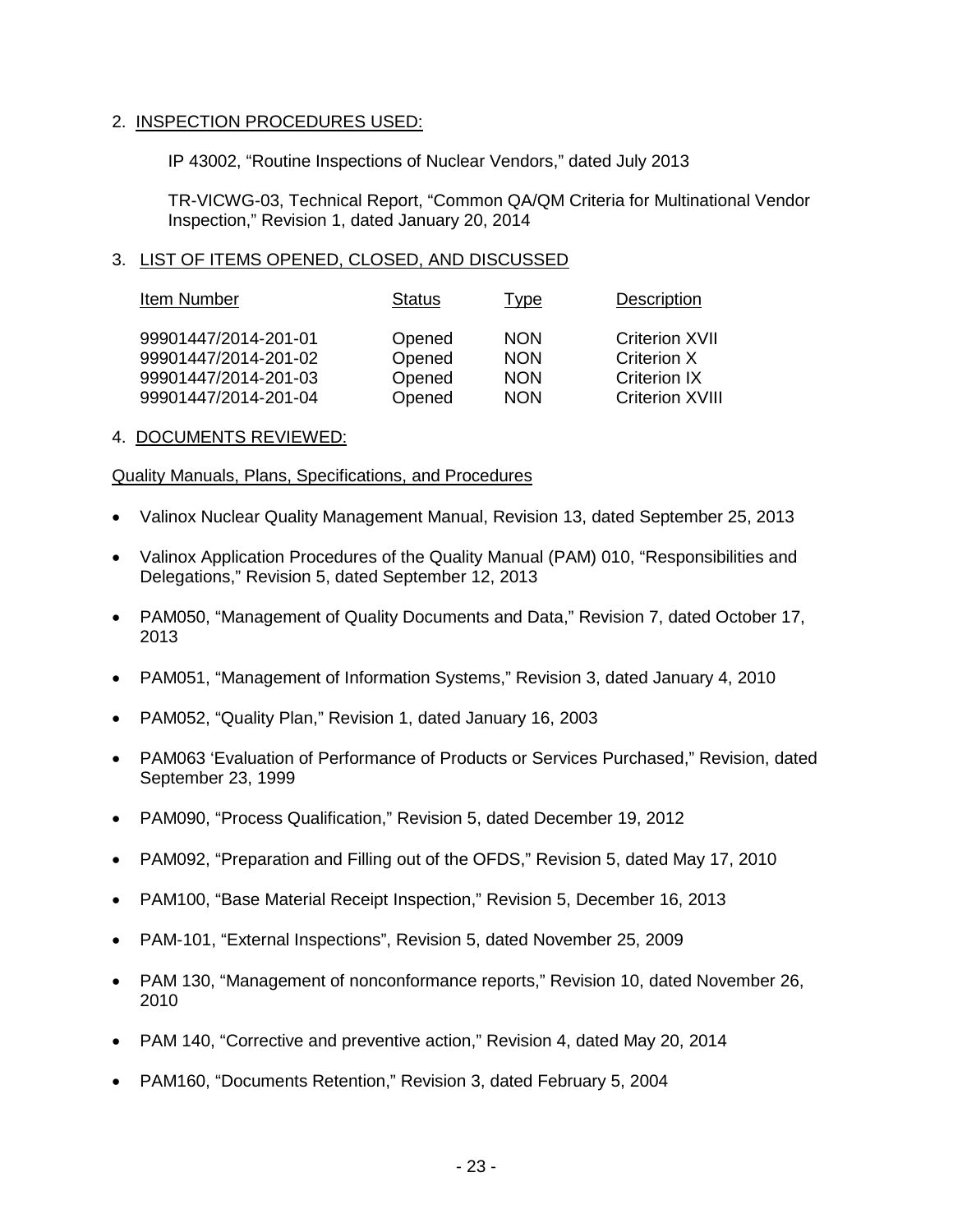## 2. INSPECTION PROCEDURES USED:

IP 43002, "Routine Inspections of Nuclear Vendors," dated July 2013

TR-VICWG-03, Technical Report, "Common QA/QM Criteria for Multinational Vendor Inspection," Revision 1, dated January 20, 2014

## 3. LIST OF ITEMS OPENED, CLOSED, AND DISCUSSED

| Item Number | Status | Type | Description |
|---|---|---|---|
| 99901447/2014-201-01 | Opened | NON | Criterion XVII |
| 99901447/2014-201-02 | Opened | NON | Criterion X |
| 99901447/2014-201-03 | Opened | NON | Criterion IX |
| 99901447/2014-201-04 | Opened | NON | Criterion XVIII |

## 4. DOCUMENTS REVIEWED:

Quality Manuals, Plans, Specifications, and Procedures

- Valinox Nuclear Quality Management Manual, Revision 13, dated September 25, 2013
- Valinox Application Procedures of the Quality Manual (PAM) 010, "Responsibilities and Delegations," Revision 5, dated September 12, 2013
- PAM050, "Management of Quality Documents and Data," Revision 7, dated October 17, 2013
- PAM051, "Management of Information Systems," Revision 3, dated January 4, 2010
- PAM052, "Quality Plan," Revision 1, dated January 16, 2003
- PAM063 'Evaluation of Performance of Products or Services Purchased," Revision, dated September 23, 1999
- PAM090, "Process Qualification," Revision 5, dated December 19, 2012
- PAM092, "Preparation and Filling out of the OFDS," Revision 5, dated May 17, 2010
- PAM100, "Base Material Receipt Inspection," Revision 5, December 16, 2013
- PAM-101, "External Inspections", Revision 5, dated November 25, 2009
- PAM 130, "Management of nonconformance reports," Revision 10, dated November 26, 2010
- PAM 140, "Corrective and preventive action," Revision 4, dated May 20, 2014
- PAM160, "Documents Retention," Revision 3, dated February 5, 2004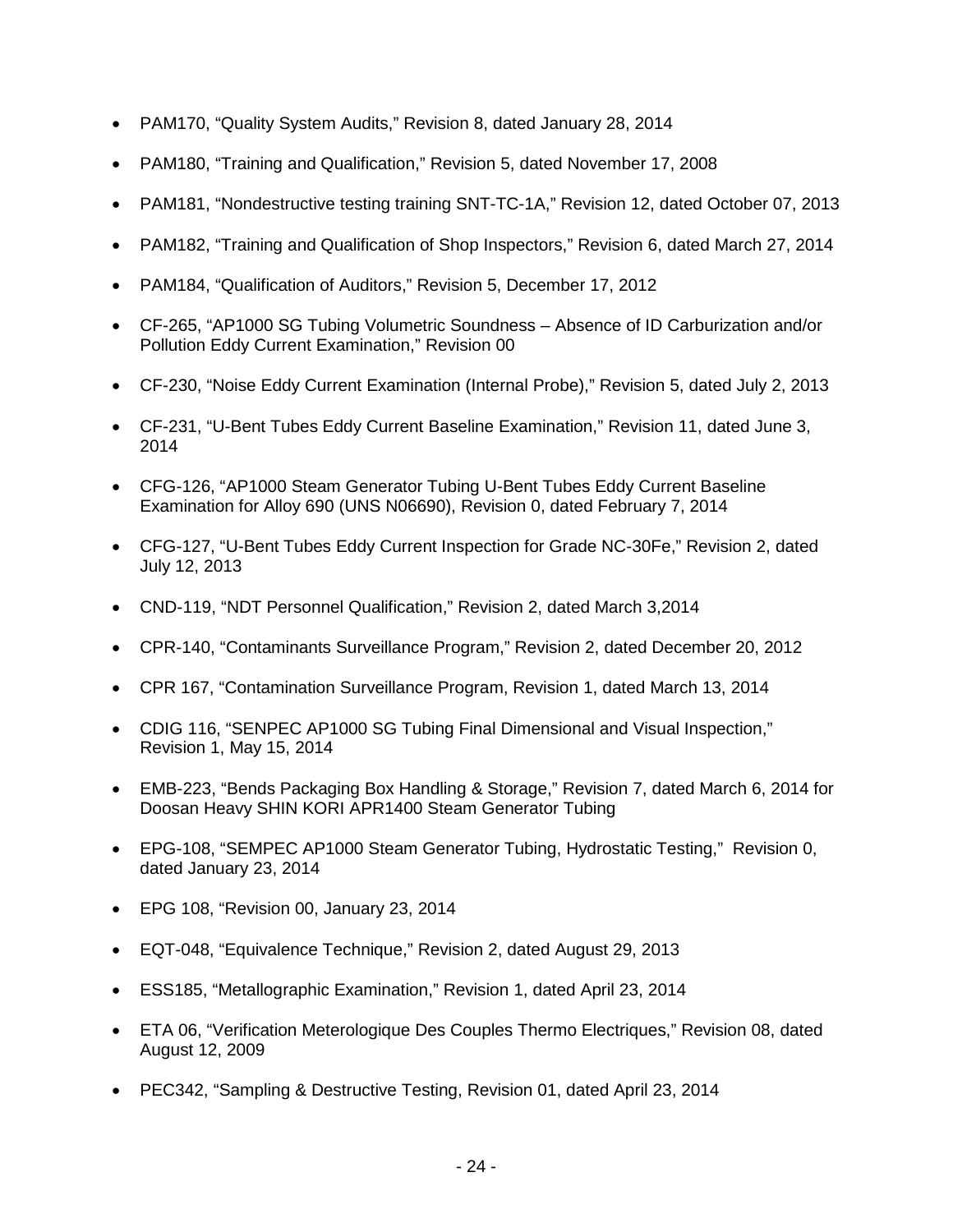- PAM170, “Quality System Audits,” Revision 8, dated January 28, 2014
- PAM180, “Training and Qualification,” Revision 5, dated November 17, 2008
- PAM181, “Nondestructive testing training SNT-TC-1A,” Revision 12, dated October 07, 2013
- PAM182, “Training and Qualification of Shop Inspectors,” Revision 6, dated March 27, 2014
- PAM184, “Qualification of Auditors,” Revision 5, December 17, 2012
- CF-265, “AP1000 SG Tubing Volumetric Soundness – Absence of ID Carburization and/or Pollution Eddy Current Examination,” Revision 00
- CF-230, “Noise Eddy Current Examination (Internal Probe),” Revision 5, dated July 2, 2013
- CF-231, “U-Bent Tubes Eddy Current Baseline Examination,” Revision 11, dated June 3, 2014
- CFG-126, “AP1000 Steam Generator Tubing U-Bent Tubes Eddy Current Baseline Examination for Alloy 690 (UNS N06690), Revision 0, dated February 7, 2014
- CFG-127, “U-Bent Tubes Eddy Current Inspection for Grade NC-30Fe,” Revision 2, dated July 12, 2013
- CND-119, “NDT Personnel Qualification,” Revision 2, dated March 3,2014
- CPR-140, “Contaminants Surveillance Program,” Revision 2, dated December 20, 2012
- CPR 167, “Contamination Surveillance Program, Revision 1, dated March 13, 2014
- CDIG 116, “SENPEC AP1000 SG Tubing Final Dimensional and Visual Inspection,” Revision 1, May 15, 2014
- EMB-223, “Bends Packaging Box Handling & Storage,” Revision 7, dated March 6, 2014 for Doosan Heavy SHIN KORI APR1400 Steam Generator Tubing
- EPG-108, “SEMPEC AP1000 Steam Generator Tubing, Hydrostatic Testing,” Revision 0, dated January 23, 2014
- EPG 108, “Revision 00, January 23, 2014
- EQT-048, “Equivalence Technique,” Revision 2, dated August 29, 2013
- ESS185, “Metallographic Examination,” Revision 1, dated April 23, 2014
- ETA 06, “Verification Meterologique Des Couples Thermo Electriques,” Revision 08, dated August 12, 2009
- PEC342, “Sampling & Destructive Testing, Revision 01, dated April 23, 2014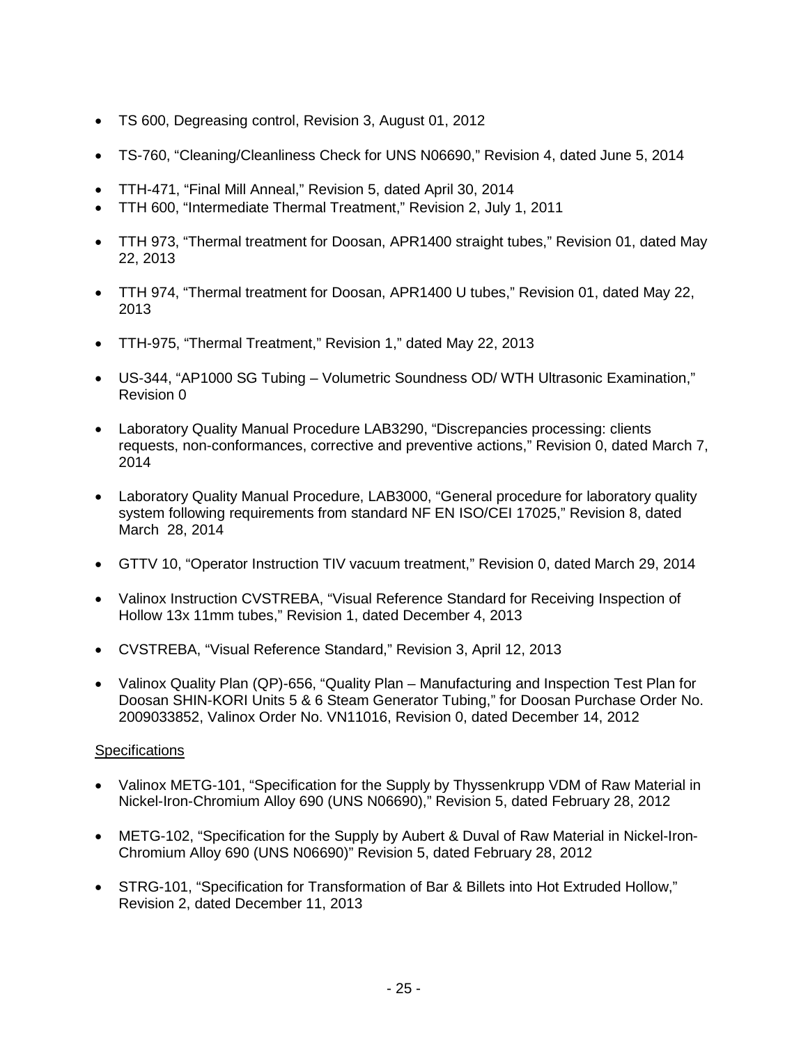- TS 600, Degreasing control, Revision 3, August 01, 2012
- TS-760, "Cleaning/Cleanliness Check for UNS N06690," Revision 4, dated June 5, 2014
- TTH-471, "Final Mill Anneal," Revision 5, dated April 30, 2014
- TTH 600, "Intermediate Thermal Treatment," Revision 2, July 1, 2011
- TTH 973, "Thermal treatment for Doosan, APR1400 straight tubes," Revision 01, dated May 22, 2013
- TTH 974, "Thermal treatment for Doosan, APR1400 U tubes," Revision 01, dated May 22, 2013
- TTH-975, "Thermal Treatment," Revision 1," dated May 22, 2013
- US-344, "AP1000 SG Tubing – Volumetric Soundness OD/ WTH Ultrasonic Examination," Revision 0
- Laboratory Quality Manual Procedure LAB3290, "Discrepancies processing: clients requests, non-conformances, corrective and preventive actions," Revision 0, dated March 7, 2014
- Laboratory Quality Manual Procedure, LAB3000, "General procedure for laboratory quality system following requirements from standard NF EN ISO/CEI 17025," Revision 8, dated March 28, 2014
- GTTV 10, "Operator Instruction TIV vacuum treatment," Revision 0, dated March 29, 2014
- Valinox Instruction CVSTREBA, "Visual Reference Standard for Receiving Inspection of Hollow 13x 11mm tubes," Revision 1, dated December 4, 2013
- CVSTREBA, "Visual Reference Standard," Revision 3, April 12, 2013
- Valinox Quality Plan (QP)-656, "Quality Plan – Manufacturing and Inspection Test Plan for Doosan SHIN-KORI Units 5 & 6 Steam Generator Tubing," for Doosan Purchase Order No. 2009033852, Valinox Order No. VN11016, Revision 0, dated December 14, 2012

Specifications

- Valinox METG-101, "Specification for the Supply by Thyssenkrupp VDM of Raw Material in Nickel-Iron-Chromium Alloy 690 (UNS N06690)," Revision 5, dated February 28, 2012
- METG-102, "Specification for the Supply by Aubert & Duval of Raw Material in Nickel-Iron-Chromium Alloy 690 (UNS N06690)" Revision 5, dated February 28, 2012
- STRG-101, "Specification for Transformation of Bar & Billets into Hot Extruded Hollow," Revision 2, dated December 11, 2013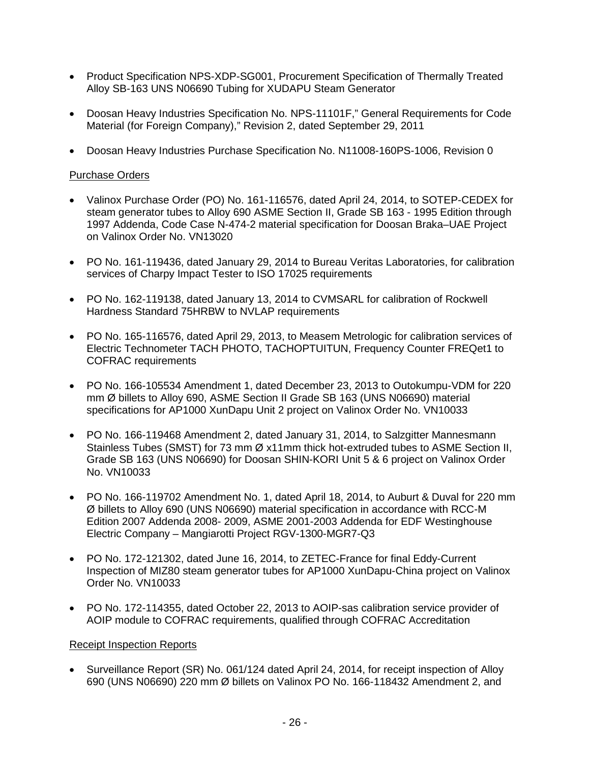- Product Specification NPS-XDP-SG001, Procurement Specification of Thermally Treated Alloy SB-163 UNS N06690 Tubing for XUDAPU Steam Generator

- Doosan Heavy Industries Specification No. NPS-11101F," General Requirements for Code Material (for Foreign Company)," Revision 2, dated September 29, 2011

- Doosan Heavy Industries Purchase Specification No. N11008-160PS-1006, Revision 0

<u>Purchase Orders</u>

- Valinox Purchase Order (PO) No. 161-116576, dated April 24, 2014, to SOTEP-CEDEX for steam generator tubes to Alloy 690 ASME Section II, Grade SB 163 - 1995 Edition through 1997 Addenda, Code Case N-474-2 material specification for Doosan Braka–UAE Project on Valinox Order No. VN13020

- PO No. 161-119436, dated January 29, 2014 to Bureau Veritas Laboratories, for calibration services of Charpy Impact Tester to ISO 17025 requirements

- PO No. 162-119138, dated January 13, 2014 to CVMSARL for calibration of Rockwell Hardness Standard 75HRBW to NVLAP requirements

- PO No. 165-116576, dated April 29, 2013, to Measem Metrologic for calibration services of Electric Technometer TACH PHOTO, TACHOPTUITUN, Frequency Counter FREQet1 to COFRAC requirements

- PO No. 166-105534 Amendment 1, dated December 23, 2013 to Outokumpu-VDM for 220 mm Ø billets to Alloy 690, ASME Section II Grade SB 163 (UNS N06690) material specifications for AP1000 XunDapu Unit 2 project on Valinox Order No. VN10033

- PO No. 166-119468 Amendment 2, dated January 31, 2014, to Salzgitter Mannesmann Stainless Tubes (SMST) for 73 mm Ø x11mm thick hot-extruded tubes to ASME Section II, Grade SB 163 (UNS N06690) for Doosan SHIN-KORI Unit 5 & 6 project on Valinox Order No. VN10033

- PO No. 166-119702 Amendment No. 1, dated April 18, 2014, to Auburt & Duval for 220 mm Ø billets to Alloy 690 (UNS N06690) material specification in accordance with RCC-M Edition 2007 Addenda 2008- 2009, ASME 2001-2003 Addenda for EDF Westinghouse Electric Company – Mangiarotti Project RGV-1300-MGR7-Q3

- PO No. 172-121302, dated June 16, 2014, to ZETEC-France for final Eddy-Current Inspection of MIZ80 steam generator tubes for AP1000 XunDapu-China project on Valinox Order No. VN10033

- PO No. 172-114355, dated October 22, 2013 to AOIP-sas calibration service provider of AOIP module to COFRAC requirements, qualified through COFRAC Accreditation

<u>Receipt Inspection Reports</u>

- Surveillance Report (SR) No. 061/124 dated April 24, 2014, for receipt inspection of Alloy 690 (UNS N06690) 220 mm Ø billets on Valinox PO No. 166-118432 Amendment 2, and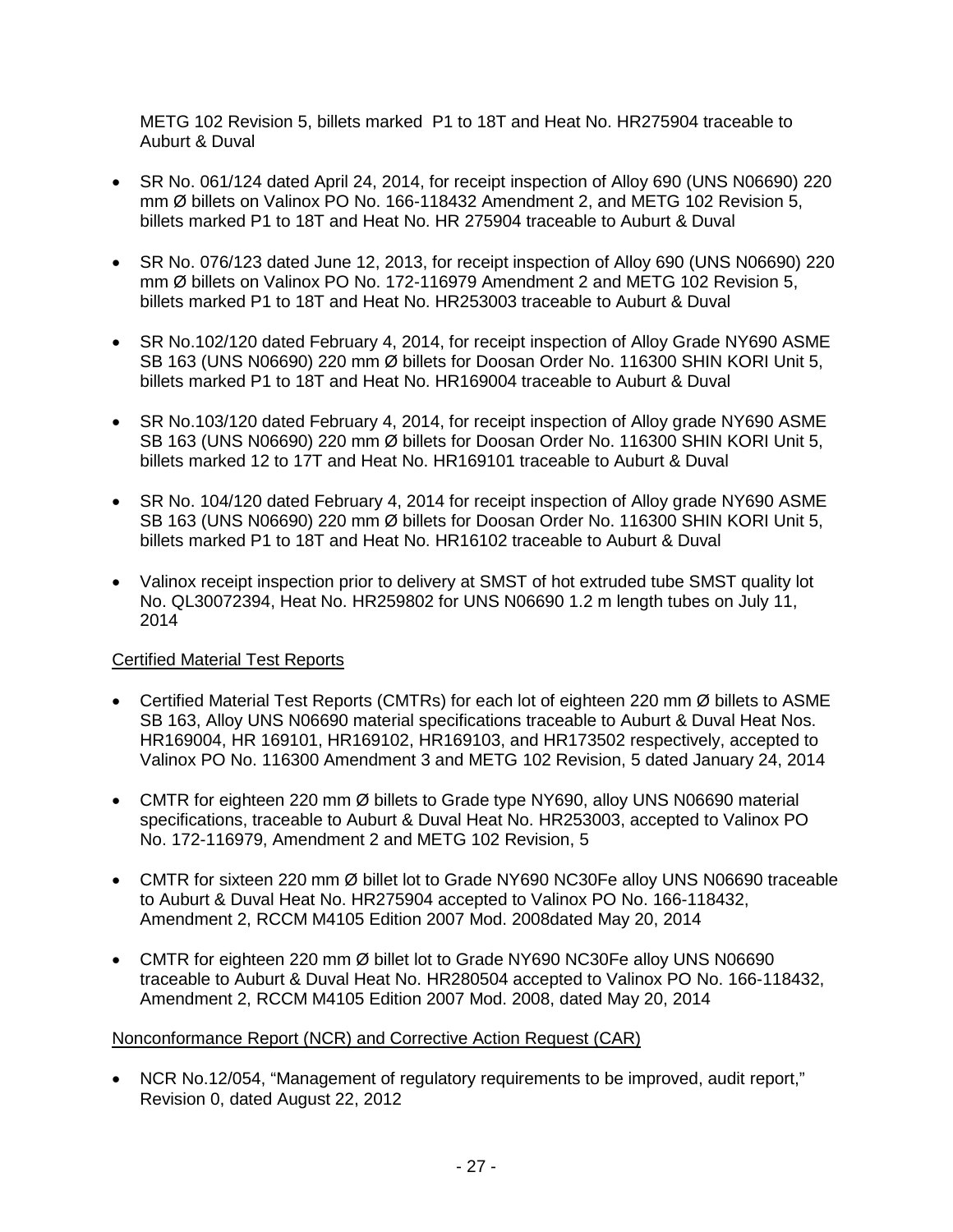METG 102 Revision 5, billets marked  P1 to 18T and Heat No. HR275904 traceable to Auburt & Duval

- SR No. 061/124 dated April 24, 2014, for receipt inspection of Alloy 690 (UNS N06690) 220 mm Ø billets on Valinox PO No. 166-118432 Amendment 2, and METG 102 Revision 5, billets marked P1 to 18T and Heat No. HR 275904 traceable to Auburt & Duval

- SR No. 076/123 dated June 12, 2013, for receipt inspection of Alloy 690 (UNS N06690) 220 mm Ø billets on Valinox PO No. 172-116979 Amendment 2 and METG 102 Revision 5, billets marked P1 to 18T and Heat No. HR253003 traceable to Auburt & Duval

- SR No.102/120 dated February 4, 2014, for receipt inspection of Alloy Grade NY690 ASME SB 163 (UNS N06690) 220 mm Ø billets for Doosan Order No. 116300 SHIN KORI Unit 5, billets marked P1 to 18T and Heat No. HR169004 traceable to Auburt & Duval

- SR No.103/120 dated February 4, 2014, for receipt inspection of Alloy grade NY690 ASME SB 163 (UNS N06690) 220 mm Ø billets for Doosan Order No. 116300 SHIN KORI Unit 5, billets marked 12 to 17T and Heat No. HR169101 traceable to Auburt & Duval

- SR No. 104/120 dated February 4, 2014 for receipt inspection of Alloy grade NY690 ASME SB 163 (UNS N06690) 220 mm Ø billets for Doosan Order No. 116300 SHIN KORI Unit 5, billets marked P1 to 18T and Heat No. HR16102 traceable to Auburt & Duval

- Valinox receipt inspection prior to delivery at SMST of hot extruded tube SMST quality lot No. QL30072394, Heat No. HR259802 for UNS N06690 1.2 m length tubes on July 11, 2014

Certified Material Test Reports

- Certified Material Test Reports (CMTRs) for each lot of eighteen 220 mm Ø billets to ASME SB 163, Alloy UNS N06690 material specifications traceable to Auburt & Duval Heat Nos. HR169004, HR 169101, HR169102, HR169103, and HR173502 respectively, accepted to Valinox PO No. 116300 Amendment 3 and METG 102 Revision, 5 dated January 24, 2014

- CMTR for eighteen 220 mm Ø billets to Grade type NY690, alloy UNS N06690 material specifications, traceable to Auburt & Duval Heat No. HR253003, accepted to Valinox PO No. 172-116979, Amendment 2 and METG 102 Revision, 5

- CMTR for sixteen 220 mm Ø billet lot to Grade NY690 NC30Fe alloy UNS N06690 traceable to Auburt & Duval Heat No. HR275904 accepted to Valinox PO No. 166-118432, Amendment 2, RCCM M4105 Edition 2007 Mod. 2008dated May 20, 2014

- CMTR for eighteen 220 mm Ø billet lot to Grade NY690 NC30Fe alloy UNS N06690 traceable to Auburt & Duval Heat No. HR280504 accepted to Valinox PO No. 166-118432, Amendment 2, RCCM M4105 Edition 2007 Mod. 2008, dated May 20, 2014

Nonconformance Report (NCR) and Corrective Action Request (CAR)

- NCR No.12/054, “Management of regulatory requirements to be improved, audit report,” Revision 0, dated August 22, 2012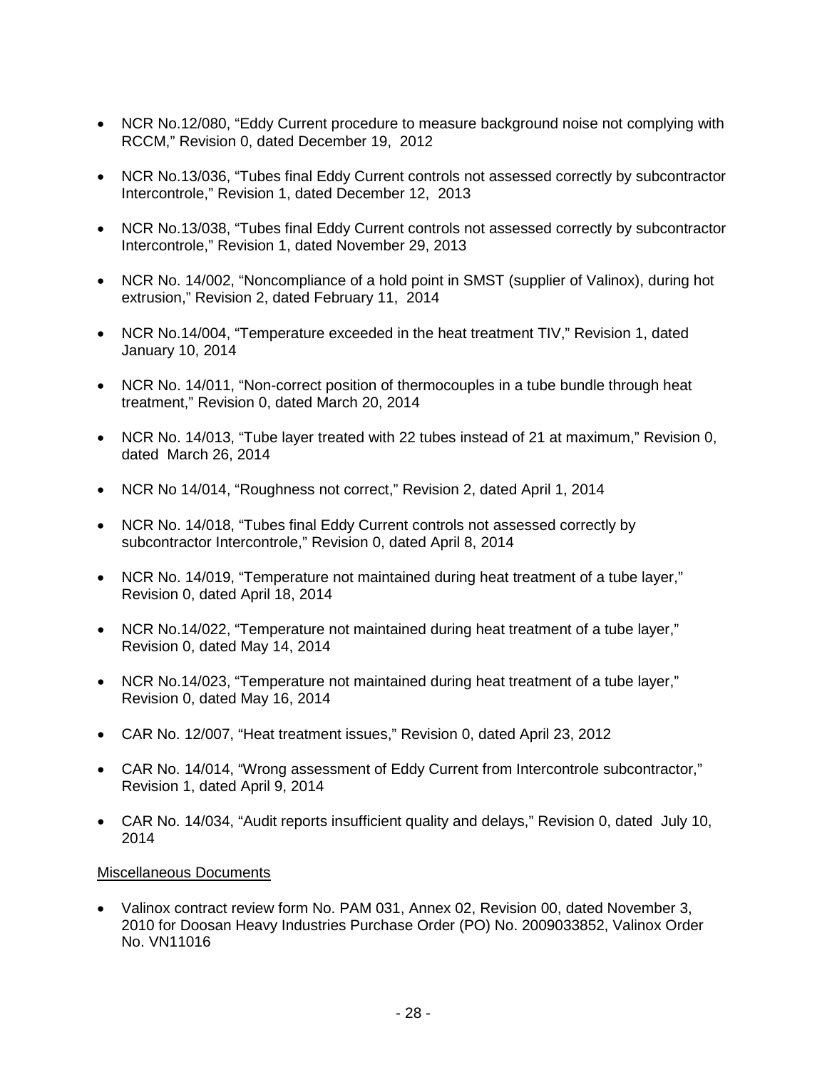- NCR No.12/080, “Eddy Current procedure to measure background noise not complying with RCCM,” Revision 0, dated December 19, 2012

- NCR No.13/036, “Tubes final Eddy Current controls not assessed correctly by subcontractor Intercontrole,” Revision 1, dated December 12, 2013

- NCR No.13/038, “Tubes final Eddy Current controls not assessed correctly by subcontractor Intercontrole,” Revision 1, dated November 29, 2013

- NCR No. 14/002, “Noncompliance of a hold point in SMST (supplier of Valinox), during hot extrusion,” Revision 2, dated February 11, 2014

- NCR No.14/004, “Temperature exceeded in the heat treatment TIV,” Revision 1, dated January 10, 2014

- NCR No. 14/011, “Non-correct position of thermocouples in a tube bundle through heat treatment,” Revision 0, dated March 20, 2014

- NCR No. 14/013, “Tube layer treated with 22 tubes instead of 21 at maximum,” Revision 0, dated March 26, 2014

- NCR No 14/014, “Roughness not correct,” Revision 2, dated April 1, 2014

- NCR No. 14/018, “Tubes final Eddy Current controls not assessed correctly by subcontractor Intercontrole,” Revision 0, dated April 8, 2014

- NCR No. 14/019, “Temperature not maintained during heat treatment of a tube layer,” Revision 0, dated April 18, 2014

- NCR No.14/022, “Temperature not maintained during heat treatment of a tube layer,” Revision 0, dated May 14, 2014

- NCR No.14/023, “Temperature not maintained during heat treatment of a tube layer,” Revision 0, dated May 16, 2014

- CAR No. 12/007, “Heat treatment issues,” Revision 0, dated April 23, 2012

- CAR No. 14/014, “Wrong assessment of Eddy Current from Intercontrole subcontractor,” Revision 1, dated April 9, 2014

- CAR No. 14/034, “Audit reports insufficient quality and delays,” Revision 0, dated July 10, 2014

Miscellaneous Documents

- Valinox contract review form No. PAM 031, Annex 02, Revision 00, dated November 3, 2010 for Doosan Heavy Industries Purchase Order (PO) No. 2009033852, Valinox Order No. VN11016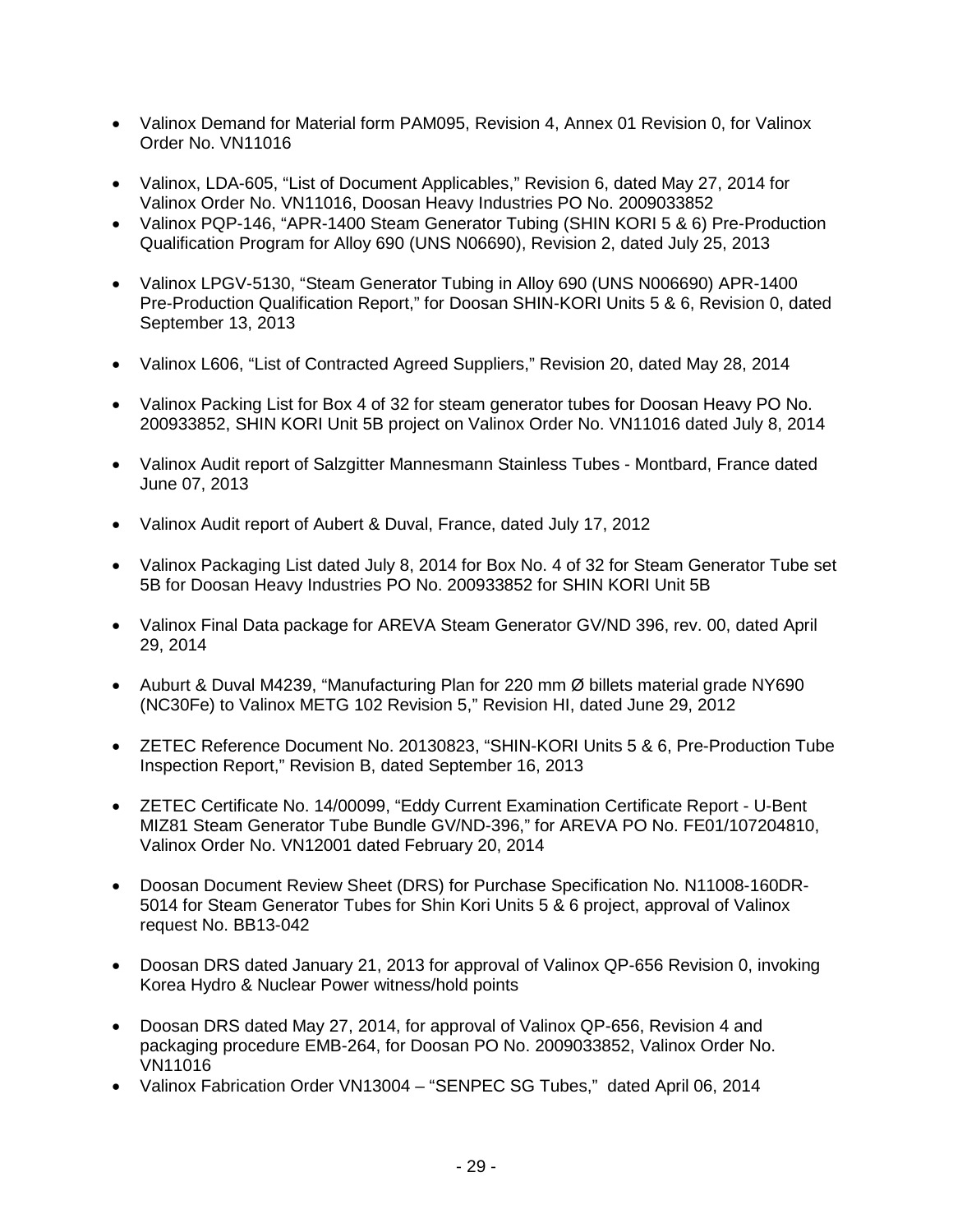- Valinox Demand for Material form PAM095, Revision 4, Annex 01 Revision 0, for Valinox Order No. VN11016
- Valinox, LDA-605, "List of Document Applicables," Revision 6, dated May 27, 2014 for Valinox Order No. VN11016, Doosan Heavy Industries PO No. 2009033852
- Valinox PQP-146, "APR-1400 Steam Generator Tubing (SHIN KORI 5 & 6) Pre-Production Qualification Program for Alloy 690 (UNS N06690), Revision 2, dated July 25, 2013
- Valinox LPGV-5130, "Steam Generator Tubing in Alloy 690 (UNS N006690) APR-1400 Pre-Production Qualification Report," for Doosan SHIN-KORI Units 5 & 6, Revision 0, dated September 13, 2013
- Valinox L606, "List of Contracted Agreed Suppliers," Revision 20, dated May 28, 2014
- Valinox Packing List for Box 4 of 32 for steam generator tubes for Doosan Heavy PO No. 200933852, SHIN KORI Unit 5B project on Valinox Order No. VN11016 dated July 8, 2014
- Valinox Audit report of Salzgitter Mannesmann Stainless Tubes - Montbard, France dated June 07, 2013
- Valinox Audit report of Aubert & Duval, France, dated July 17, 2012
- Valinox Packaging List dated July 8, 2014 for Box No. 4 of 32 for Steam Generator Tube set 5B for Doosan Heavy Industries PO No. 200933852 for SHIN KORI Unit 5B
- Valinox Final Data package for AREVA Steam Generator GV/ND 396, rev. 00, dated April 29, 2014
- Auburt & Duval M4239, "Manufacturing Plan for 220 mm Ø billets material grade NY690 (NC30Fe) to Valinox METG 102 Revision 5," Revision HI, dated June 29, 2012
- ZETEC Reference Document No. 20130823, "SHIN-KORI Units 5 & 6, Pre-Production Tube Inspection Report," Revision B, dated September 16, 2013
- ZETEC Certificate No. 14/00099, "Eddy Current Examination Certificate Report - U-Bent MIZ81 Steam Generator Tube Bundle GV/ND-396," for AREVA PO No. FE01/107204810, Valinox Order No. VN12001 dated February 20, 2014
- Doosan Document Review Sheet (DRS) for Purchase Specification No. N11008-160DR-5014 for Steam Generator Tubes for Shin Kori Units 5 & 6 project, approval of Valinox request No. BB13-042
- Doosan DRS dated January 21, 2013 for approval of Valinox QP-656 Revision 0, invoking Korea Hydro & Nuclear Power witness/hold points
- Doosan DRS dated May 27, 2014, for approval of Valinox QP-656, Revision 4 and packaging procedure EMB-264, for Doosan PO No. 2009033852, Valinox Order No. VN11016
- Valinox Fabrication Order VN13004 – "SENPEC SG Tubes," dated April 06, 2014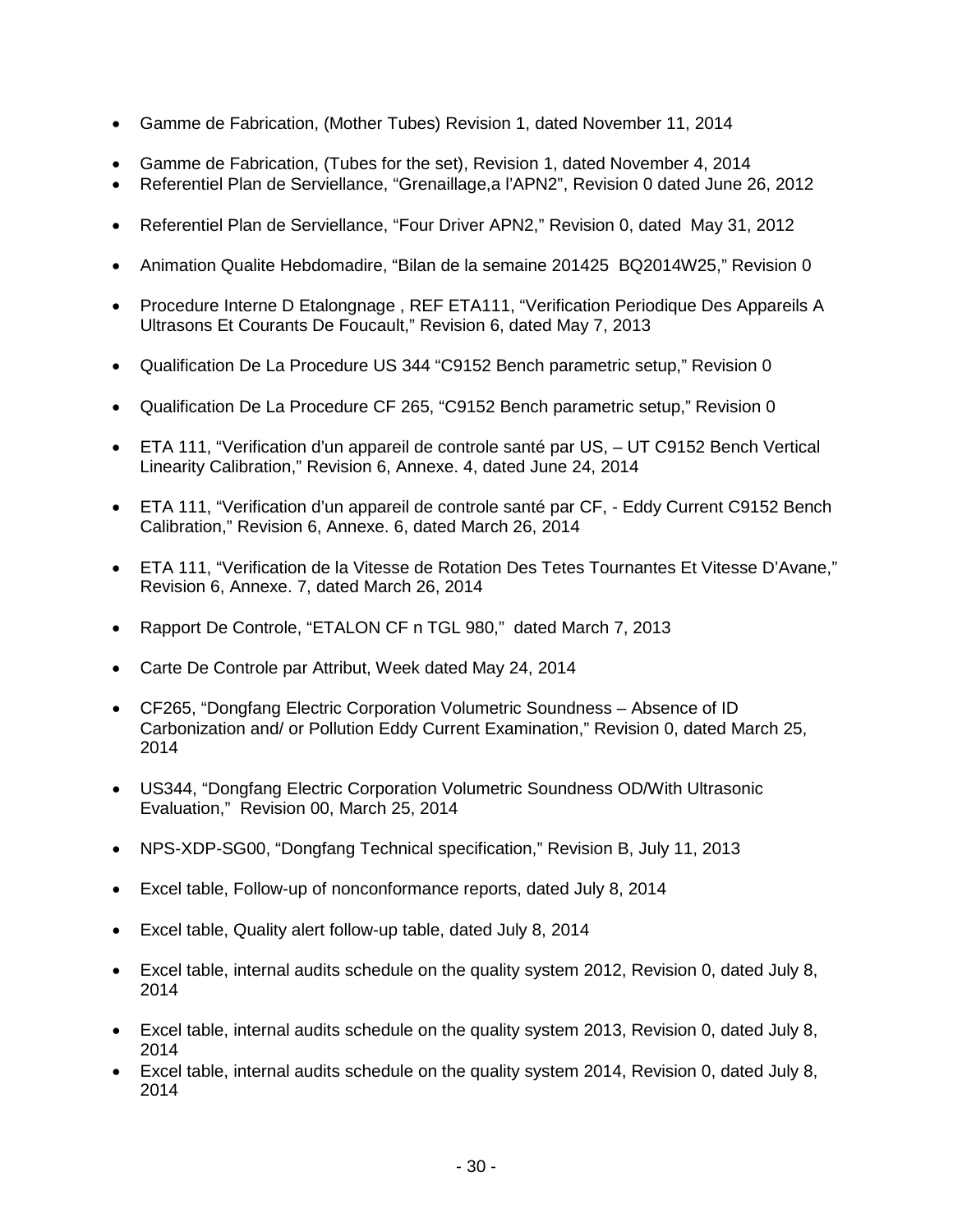- Gamme de Fabrication, (Mother Tubes) Revision 1, dated November 11, 2014
- Gamme de Fabrication, (Tubes for the set), Revision 1, dated November 4, 2014
- Referentiel Plan de Serviellance, "Grenaillage,a l'APN2", Revision 0 dated June 26, 2012
- Referentiel Plan de Serviellance, "Four Driver APN2," Revision 0, dated May 31, 2012
- Animation Qualite Hebdomadire, "Bilan de la semaine 201425 BQ2014W25," Revision 0
- Procedure Interne D Etalongnage , REF ETA111, "Verification Periodique Des Appareils A Ultrasons Et Courants De Foucault," Revision 6, dated May 7, 2013
- Qualification De La Procedure US 344 "C9152 Bench parametric setup," Revision 0
- Qualification De La Procedure CF 265, "C9152 Bench parametric setup," Revision 0
- ETA 111, "Verification d'un appareil de controle santé par US, – UT C9152 Bench Vertical Linearity Calibration," Revision 6, Annexe. 4, dated June 24, 2014
- ETA 111, "Verification d'un appareil de controle santé par CF, - Eddy Current C9152 Bench Calibration," Revision 6, Annexe. 6, dated March 26, 2014
- ETA 111, "Verification de la Vitesse de Rotation Des Tetes Tournantes Et Vitesse D'Avane," Revision 6, Annexe. 7, dated March 26, 2014
- Rapport De Controle, "ETALON CF n TGL 980," dated March 7, 2013
- Carte De Controle par Attribut, Week dated May 24, 2014
- CF265, "Dongfang Electric Corporation Volumetric Soundness – Absence of ID Carbonization and/ or Pollution Eddy Current Examination," Revision 0, dated March 25, 2014
- US344, "Dongfang Electric Corporation Volumetric Soundness OD/With Ultrasonic Evaluation," Revision 00, March 25, 2014
- NPS-XDP-SG00, "Dongfang Technical specification," Revision B, July 11, 2013
- Excel table, Follow-up of nonconformance reports, dated July 8, 2014
- Excel table, Quality alert follow-up table, dated July 8, 2014
- Excel table, internal audits schedule on the quality system 2012, Revision 0, dated July 8, 2014
- Excel table, internal audits schedule on the quality system 2013, Revision 0, dated July 8, 2014
- Excel table, internal audits schedule on the quality system 2014, Revision 0, dated July 8, 2014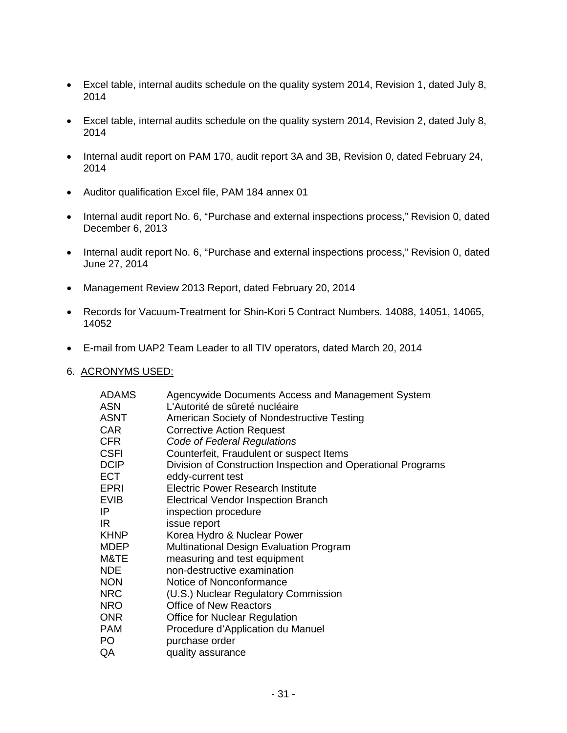- Excel table, internal audits schedule on the quality system 2014, Revision 1, dated July 8, 2014

- Excel table, internal audits schedule on the quality system 2014, Revision 2, dated July 8, 2014

- Internal audit report on PAM 170, audit report 3A and 3B, Revision 0, dated February 24, 2014

- Auditor qualification Excel file, PAM 184 annex 01

- Internal audit report No. 6, "Purchase and external inspections process," Revision 0, dated December 6, 2013

- Internal audit report No. 6, "Purchase and external inspections process," Revision 0, dated June 27, 2014

- Management Review 2013 Report, dated February 20, 2014

- Records for Vacuum-Treatment for Shin-Kori 5 Contract Numbers. 14088, 14051, 14065, 14052

- E-mail from UAP2 Team Leader to all TIV operators, dated March 20, 2014

6. ACRONYMS USED:

| | |
|---|---|
| ADAMS | Agencywide Documents Access and Management System |
| ASN | L'Autorité de sûreté nucléaire |
| ASNT | American Society of Nondestructive Testing |
| CAR | Corrective Action Request |
| CFR | *Code of Federal Regulations* |
| CSFI | Counterfeit, Fraudulent or suspect Items |
| DCIP | Division of Construction Inspection and Operational Programs |
| ECT | eddy-current test |
| EPRI | Electric Power Research Institute |
| EVIB | Electrical Vendor Inspection Branch |
| IP | inspection procedure |
| IR | issue report |
| KHNP | Korea Hydro & Nuclear Power |
| MDEP | Multinational Design Evaluation Program |
| M&TE | measuring and test equipment |
| NDE | non-destructive examination |
| NON | Notice of Nonconformance |
| NRC | (U.S.) Nuclear Regulatory Commission |
| NRO | Office of New Reactors |
| ONR | Office for Nuclear Regulation |
| PAM | Procedure d'Application du Manuel |
| PO | purchase order |
| QA | quality assurance |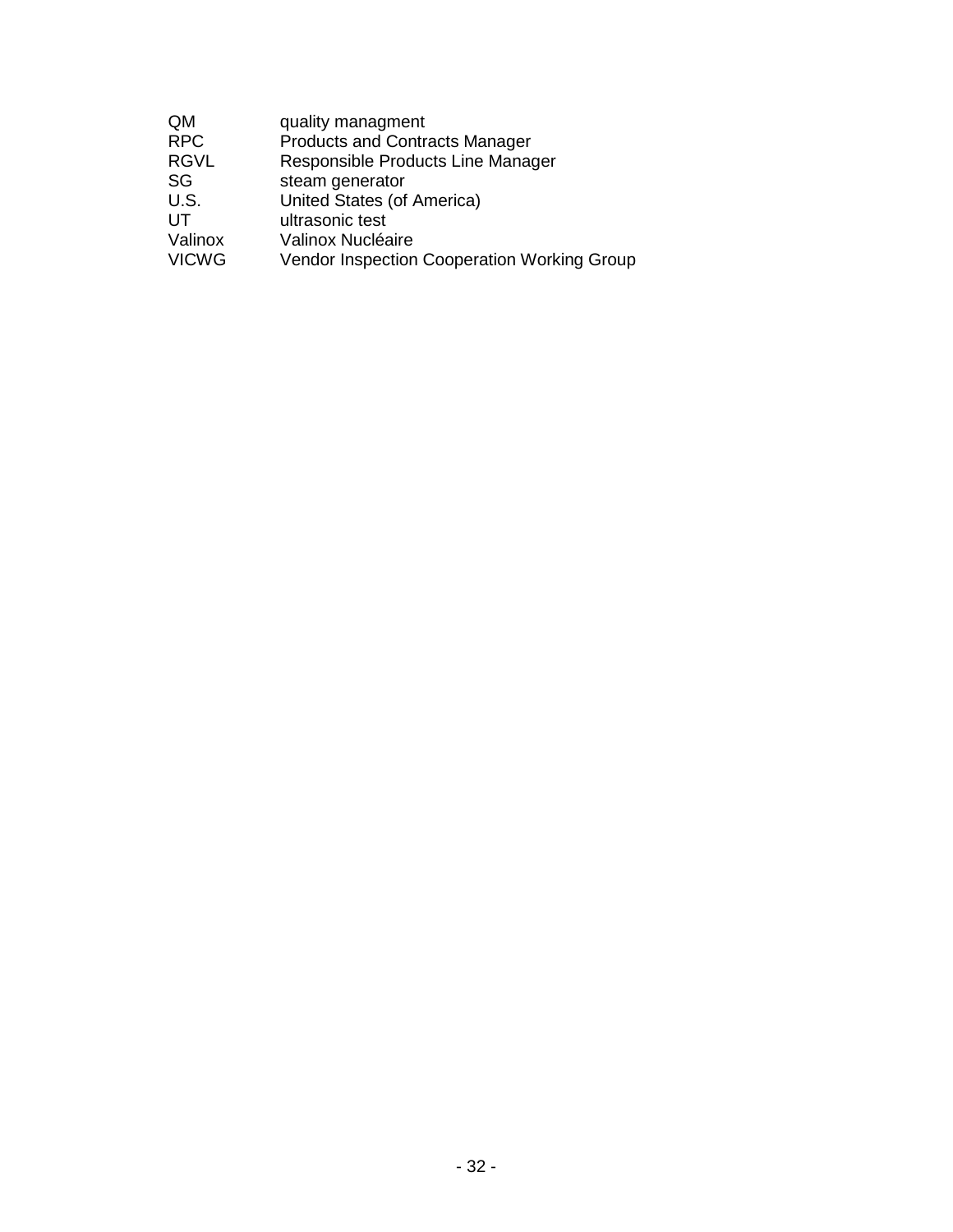| | |
|---|---|
| QM | quality managment |
| RPC | Products and Contracts Manager |
| RGVL | Responsible Products Line Manager |
| SG | steam generator |
| U.S. | United States (of America) |
| UT | ultrasonic test |
| Valinox | Valinox Nucléaire |
| VICWG | Vendor Inspection Cooperation Working Group |